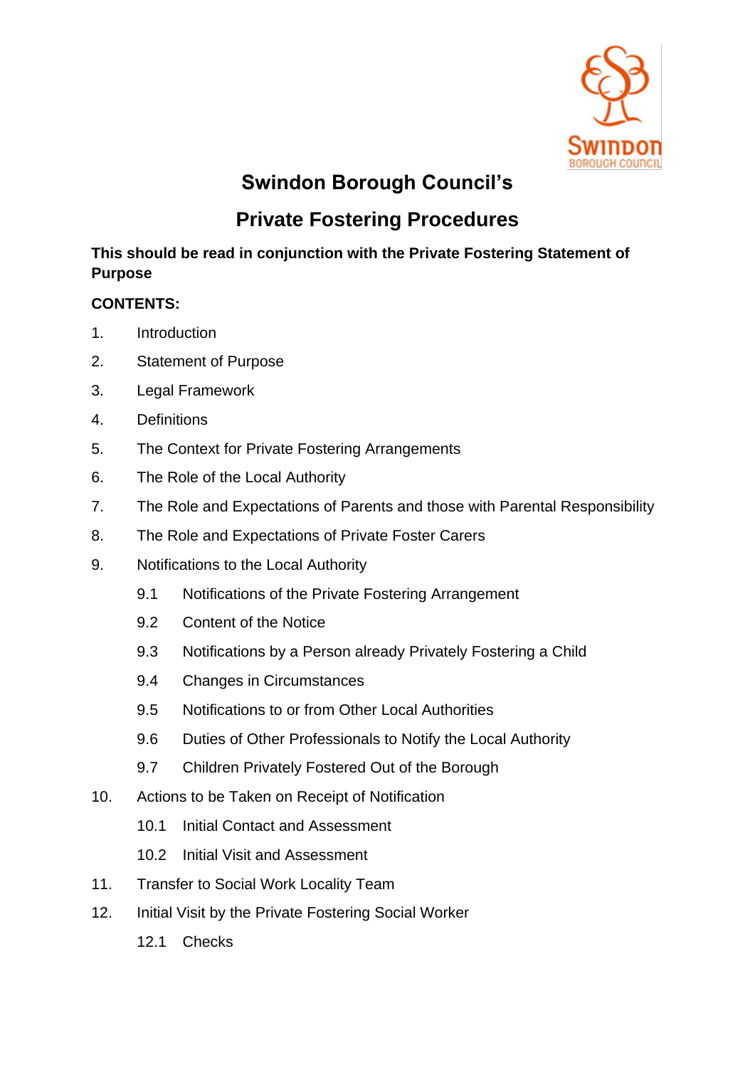# Swindon Borough Council's

# Private Fostering Procedures

**This should be read in conjunction with the Private Fostering Statement of Purpose**

**CONTENTS:**

1. Introduction
2. Statement of Purpose
3. Legal Framework
4. Definitions
5. The Context for Private Fostering Arrangements
6. The Role of the Local Authority
7. The Role and Expectations of Parents and those with Parental Responsibility
8. The Role and Expectations of Private Foster Carers
9. Notifications to the Local Authority
   - 9.1 Notifications of the Private Fostering Arrangement
   - 9.2 Content of the Notice
   - 9.3 Notifications by a Person already Privately Fostering a Child
   - 9.4 Changes in Circumstances
   - 9.5 Notifications to or from Other Local Authorities
   - 9.6 Duties of Other Professionals to Notify the Local Authority
   - 9.7 Children Privately Fostered Out of the Borough
10. Actions to be Taken on Receipt of Notification
    - 10.1 Initial Contact and Assessment
    - 10.2 Initial Visit and Assessment
11. Transfer to Social Work Locality Team
12. Initial Visit by the Private Fostering Social Worker
    - 12.1 Checks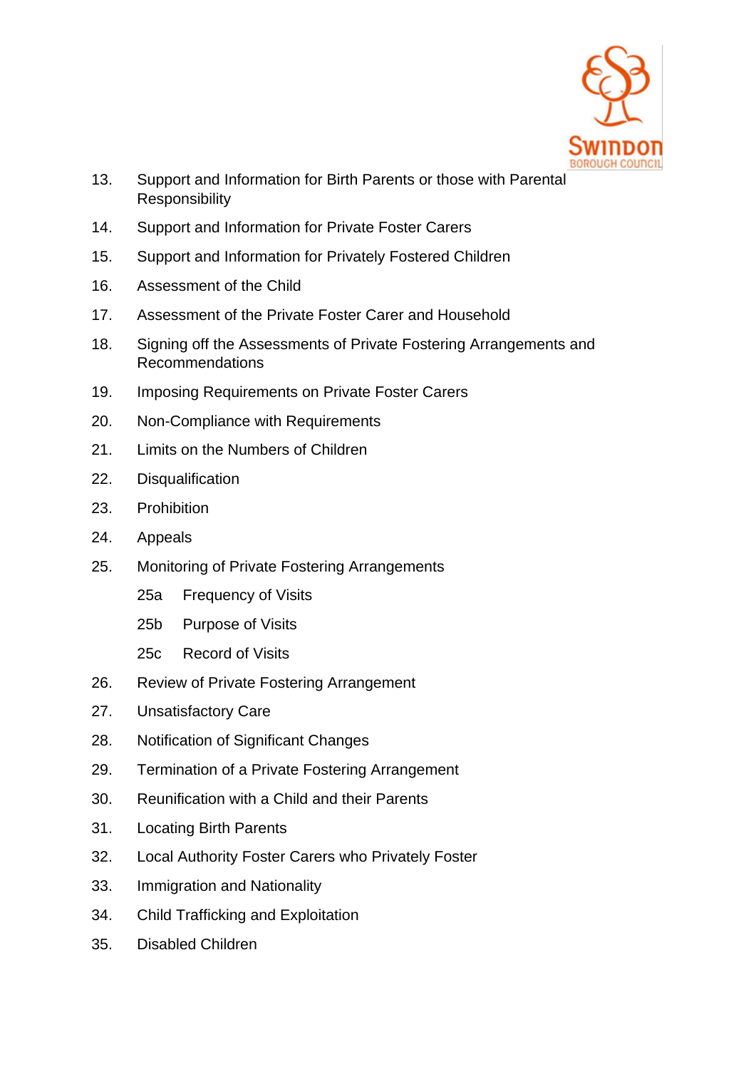13. Support and Information for Birth Parents or those with Parental Responsibility
14. Support and Information for Private Foster Carers
15. Support and Information for Privately Fostered Children
16. Assessment of the Child
17. Assessment of the Private Foster Carer and Household
18. Signing off the Assessments of Private Fostering Arrangements and Recommendations
19. Imposing Requirements on Private Foster Carers
20. Non-Compliance with Requirements
21. Limits on the Numbers of Children
22. Disqualification
23. Prohibition
24. Appeals
25. Monitoring of Private Fostering Arrangements
    - 25a Frequency of Visits
    - 25b Purpose of Visits
    - 25c Record of Visits
26. Review of Private Fostering Arrangement
27. Unsatisfactory Care
28. Notification of Significant Changes
29. Termination of a Private Fostering Arrangement
30. Reunification with a Child and their Parents
31. Locating Birth Parents
32. Local Authority Foster Carers who Privately Foster
33. Immigration and Nationality
34. Child Trafficking and Exploitation
35. Disabled Children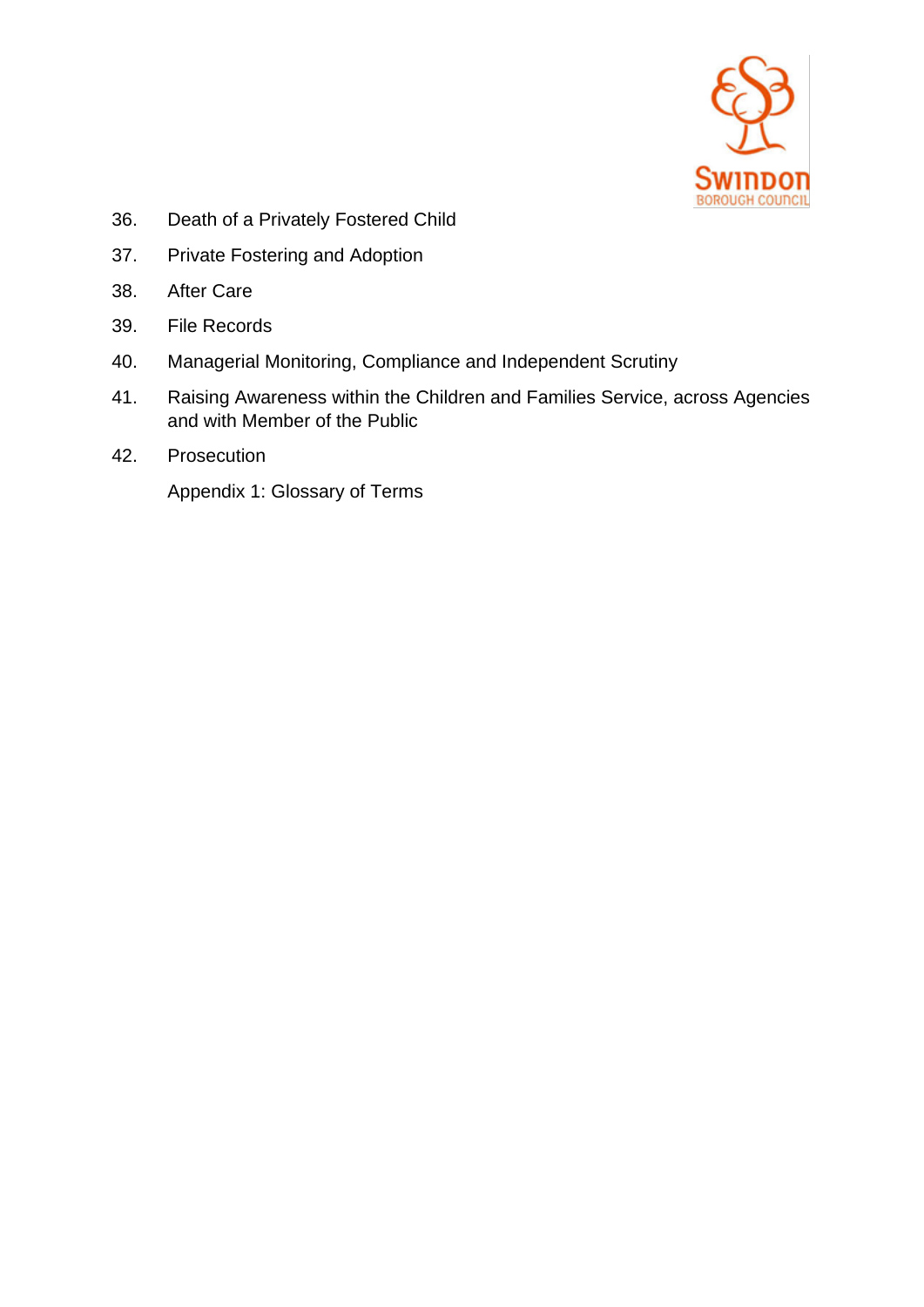36. Death of a Privately Fostered Child
37. Private Fostering and Adoption
38. After Care
39. File Records
40. Managerial Monitoring, Compliance and Independent Scrutiny
41. Raising Awareness within the Children and Families Service, across Agencies and with Member of the Public
42. Prosecution

Appendix 1: Glossary of Terms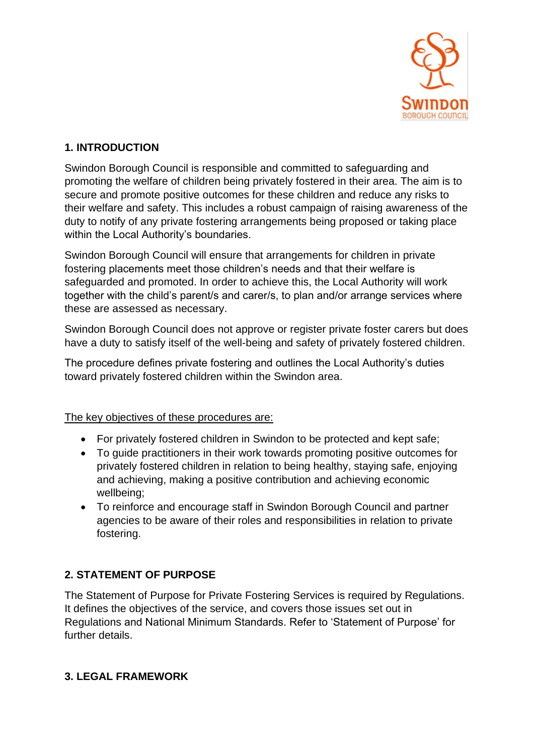## 1. INTRODUCTION

Swindon Borough Council is responsible and committed to safeguarding and promoting the welfare of children being privately fostered in their area. The aim is to secure and promote positive outcomes for these children and reduce any risks to their welfare and safety. This includes a robust campaign of raising awareness of the duty to notify of any private fostering arrangements being proposed or taking place within the Local Authority's boundaries.

Swindon Borough Council will ensure that arrangements for children in private fostering placements meet those children's needs and that their welfare is safeguarded and promoted. In order to achieve this, the Local Authority will work together with the child's parent/s and carer/s, to plan and/or arrange services where these are assessed as necessary.

Swindon Borough Council does not approve or register private foster carers but does have a duty to satisfy itself of the well-being and safety of privately fostered children.

The procedure defines private fostering and outlines the Local Authority's duties toward privately fostered children within the Swindon area.

The key objectives of these procedures are:

- For privately fostered children in Swindon to be protected and kept safe;
- To guide practitioners in their work towards promoting positive outcomes for privately fostered children in relation to being healthy, staying safe, enjoying and achieving, making a positive contribution and achieving economic wellbeing;
- To reinforce and encourage staff in Swindon Borough Council and partner agencies to be aware of their roles and responsibilities in relation to private fostering.

## 2. STATEMENT OF PURPOSE

The Statement of Purpose for Private Fostering Services is required by Regulations. It defines the objectives of the service, and covers those issues set out in Regulations and National Minimum Standards. Refer to 'Statement of Purpose' for further details.

## 3. LEGAL FRAMEWORK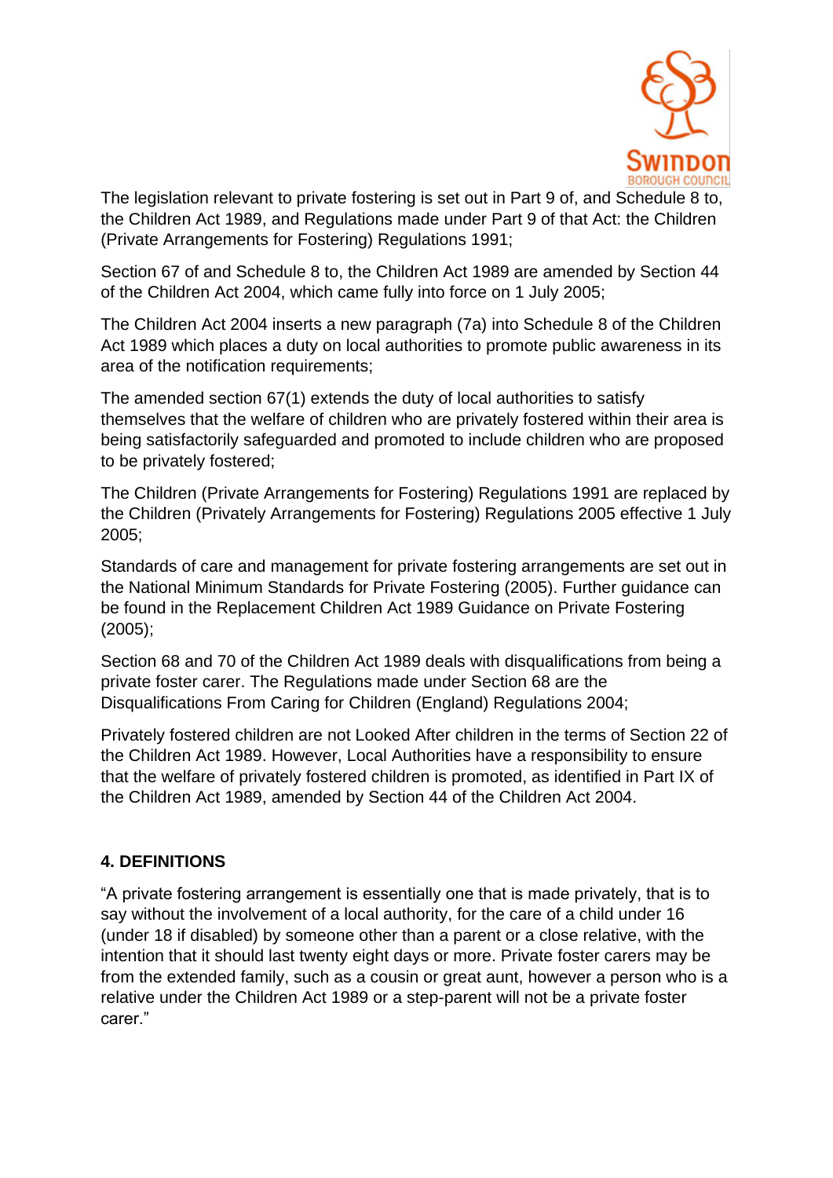The legislation relevant to private fostering is set out in Part 9 of, and Schedule 8 to, the Children Act 1989, and Regulations made under Part 9 of that Act: the Children (Private Arrangements for Fostering) Regulations 1991;

Section 67 of and Schedule 8 to, the Children Act 1989 are amended by Section 44 of the Children Act 2004, which came fully into force on 1 July 2005;

The Children Act 2004 inserts a new paragraph (7a) into Schedule 8 of the Children Act 1989 which places a duty on local authorities to promote public awareness in its area of the notification requirements;

The amended section 67(1) extends the duty of local authorities to satisfy themselves that the welfare of children who are privately fostered within their area is being satisfactorily safeguarded and promoted to include children who are proposed to be privately fostered;

The Children (Private Arrangements for Fostering) Regulations 1991 are replaced by the Children (Privately Arrangements for Fostering) Regulations 2005 effective 1 July 2005;

Standards of care and management for private fostering arrangements are set out in the National Minimum Standards for Private Fostering (2005). Further guidance can be found in the Replacement Children Act 1989 Guidance on Private Fostering (2005);

Section 68 and 70 of the Children Act 1989 deals with disqualifications from being a private foster carer. The Regulations made under Section 68 are the Disqualifications From Caring for Children (England) Regulations 2004;

Privately fostered children are not Looked After children in the terms of Section 22 of the Children Act 1989. However, Local Authorities have a responsibility to ensure that the welfare of privately fostered children is promoted, as identified in Part IX of the Children Act 1989, amended by Section 44 of the Children Act 2004.

## 4. DEFINITIONS

"A private fostering arrangement is essentially one that is made privately, that is to say without the involvement of a local authority, for the care of a child under 16 (under 18 if disabled) by someone other than a parent or a close relative, with the intention that it should last twenty eight days or more. Private foster carers may be from the extended family, such as a cousin or great aunt, however a person who is a relative under the Children Act 1989 or a step-parent will not be a private foster carer."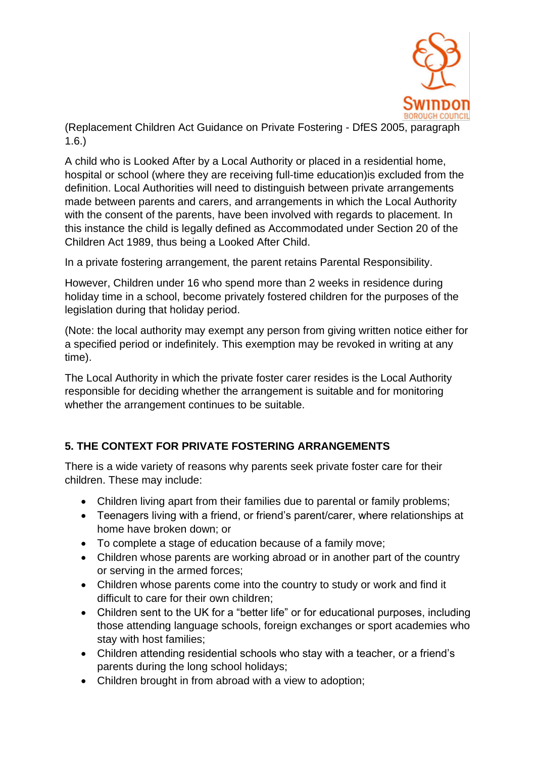(Replacement Children Act Guidance on Private Fostering - DfES 2005, paragraph 1.6.)

A child who is Looked After by a Local Authority or placed in a residential home, hospital or school (where they are receiving full-time education)is excluded from the definition. Local Authorities will need to distinguish between private arrangements made between parents and carers, and arrangements in which the Local Authority with the consent of the parents, have been involved with regards to placement. In this instance the child is legally defined as Accommodated under Section 20 of the Children Act 1989, thus being a Looked After Child.

In a private fostering arrangement, the parent retains Parental Responsibility.

However, Children under 16 who spend more than 2 weeks in residence during holiday time in a school, become privately fostered children for the purposes of the legislation during that holiday period.

(Note: the local authority may exempt any person from giving written notice either for a specified period or indefinitely. This exemption may be revoked in writing at any time).

The Local Authority in which the private foster carer resides is the Local Authority responsible for deciding whether the arrangement is suitable and for monitoring whether the arrangement continues to be suitable.

## 5. THE CONTEXT FOR PRIVATE FOSTERING ARRANGEMENTS

There is a wide variety of reasons why parents seek private foster care for their children. These may include:

- Children living apart from their families due to parental or family problems;
- Teenagers living with a friend, or friend's parent/carer, where relationships at home have broken down; or
- To complete a stage of education because of a family move;
- Children whose parents are working abroad or in another part of the country or serving in the armed forces;
- Children whose parents come into the country to study or work and find it difficult to care for their own children;
- Children sent to the UK for a "better life" or for educational purposes, including those attending language schools, foreign exchanges or sport academies who stay with host families;
- Children attending residential schools who stay with a teacher, or a friend's parents during the long school holidays;
- Children brought in from abroad with a view to adoption;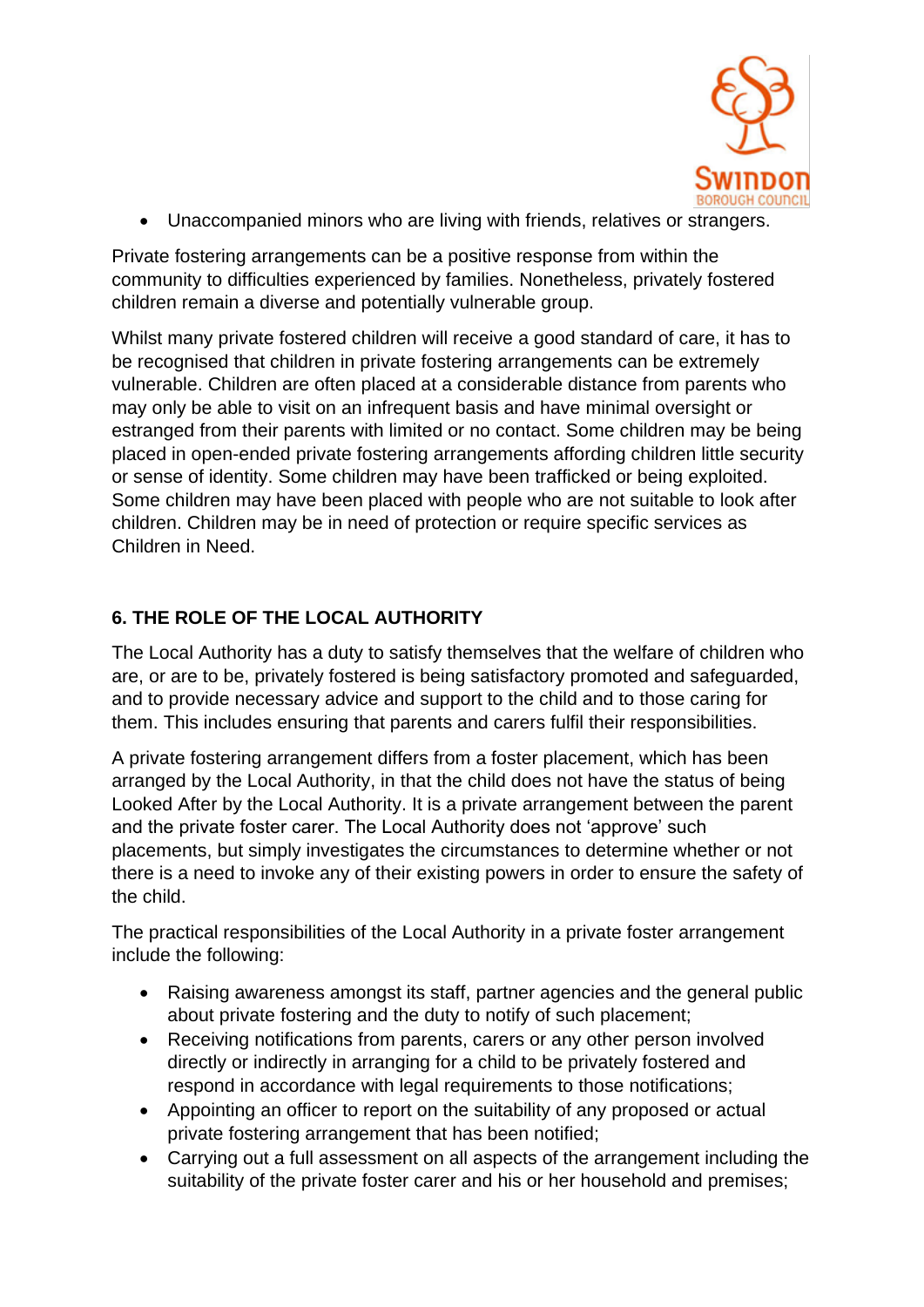- Unaccompanied minors who are living with friends, relatives or strangers.

Private fostering arrangements can be a positive response from within the community to difficulties experienced by families. Nonetheless, privately fostered children remain a diverse and potentially vulnerable group.

Whilst many private fostered children will receive a good standard of care, it has to be recognised that children in private fostering arrangements can be extremely vulnerable. Children are often placed at a considerable distance from parents who may only be able to visit on an infrequent basis and have minimal oversight or estranged from their parents with limited or no contact. Some children may be being placed in open-ended private fostering arrangements affording children little security or sense of identity. Some children may have been trafficked or being exploited. Some children may have been placed with people who are not suitable to look after children. Children may be in need of protection or require specific services as Children in Need.

## 6. THE ROLE OF THE LOCAL AUTHORITY

The Local Authority has a duty to satisfy themselves that the welfare of children who are, or are to be, privately fostered is being satisfactory promoted and safeguarded, and to provide necessary advice and support to the child and to those caring for them. This includes ensuring that parents and carers fulfil their responsibilities.

A private fostering arrangement differs from a foster placement, which has been arranged by the Local Authority, in that the child does not have the status of being Looked After by the Local Authority. It is a private arrangement between the parent and the private foster carer. The Local Authority does not 'approve' such placements, but simply investigates the circumstances to determine whether or not there is a need to invoke any of their existing powers in order to ensure the safety of the child.

The practical responsibilities of the Local Authority in a private foster arrangement include the following:

- Raising awareness amongst its staff, partner agencies and the general public about private fostering and the duty to notify of such placement;
- Receiving notifications from parents, carers or any other person involved directly or indirectly in arranging for a child to be privately fostered and respond in accordance with legal requirements to those notifications;
- Appointing an officer to report on the suitability of any proposed or actual private fostering arrangement that has been notified;
- Carrying out a full assessment on all aspects of the arrangement including the suitability of the private foster carer and his or her household and premises;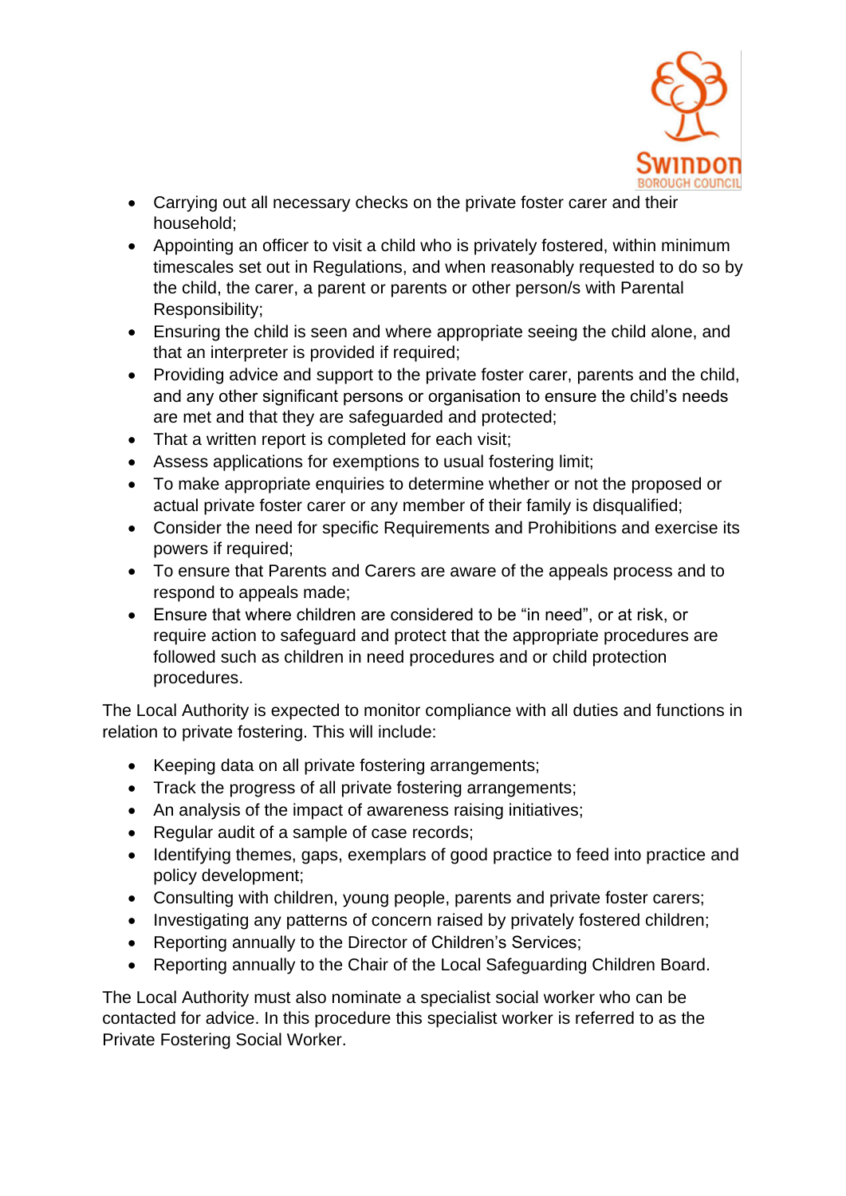- Carrying out all necessary checks on the private foster carer and their household;
- Appointing an officer to visit a child who is privately fostered, within minimum timescales set out in Regulations, and when reasonably requested to do so by the child, the carer, a parent or parents or other person/s with Parental Responsibility;
- Ensuring the child is seen and where appropriate seeing the child alone, and that an interpreter is provided if required;
- Providing advice and support to the private foster carer, parents and the child, and any other significant persons or organisation to ensure the child's needs are met and that they are safeguarded and protected;
- That a written report is completed for each visit;
- Assess applications for exemptions to usual fostering limit;
- To make appropriate enquiries to determine whether or not the proposed or actual private foster carer or any member of their family is disqualified;
- Consider the need for specific Requirements and Prohibitions and exercise its powers if required;
- To ensure that Parents and Carers are aware of the appeals process and to respond to appeals made;
- Ensure that where children are considered to be "in need", or at risk, or require action to safeguard and protect that the appropriate procedures are followed such as children in need procedures and or child protection procedures.

The Local Authority is expected to monitor compliance with all duties and functions in relation to private fostering. This will include:

- Keeping data on all private fostering arrangements;
- Track the progress of all private fostering arrangements;
- An analysis of the impact of awareness raising initiatives;
- Regular audit of a sample of case records;
- Identifying themes, gaps, exemplars of good practice to feed into practice and policy development;
- Consulting with children, young people, parents and private foster carers;
- Investigating any patterns of concern raised by privately fostered children;
- Reporting annually to the Director of Children's Services;
- Reporting annually to the Chair of the Local Safeguarding Children Board.

The Local Authority must also nominate a specialist social worker who can be contacted for advice. In this procedure this specialist worker is referred to as the Private Fostering Social Worker.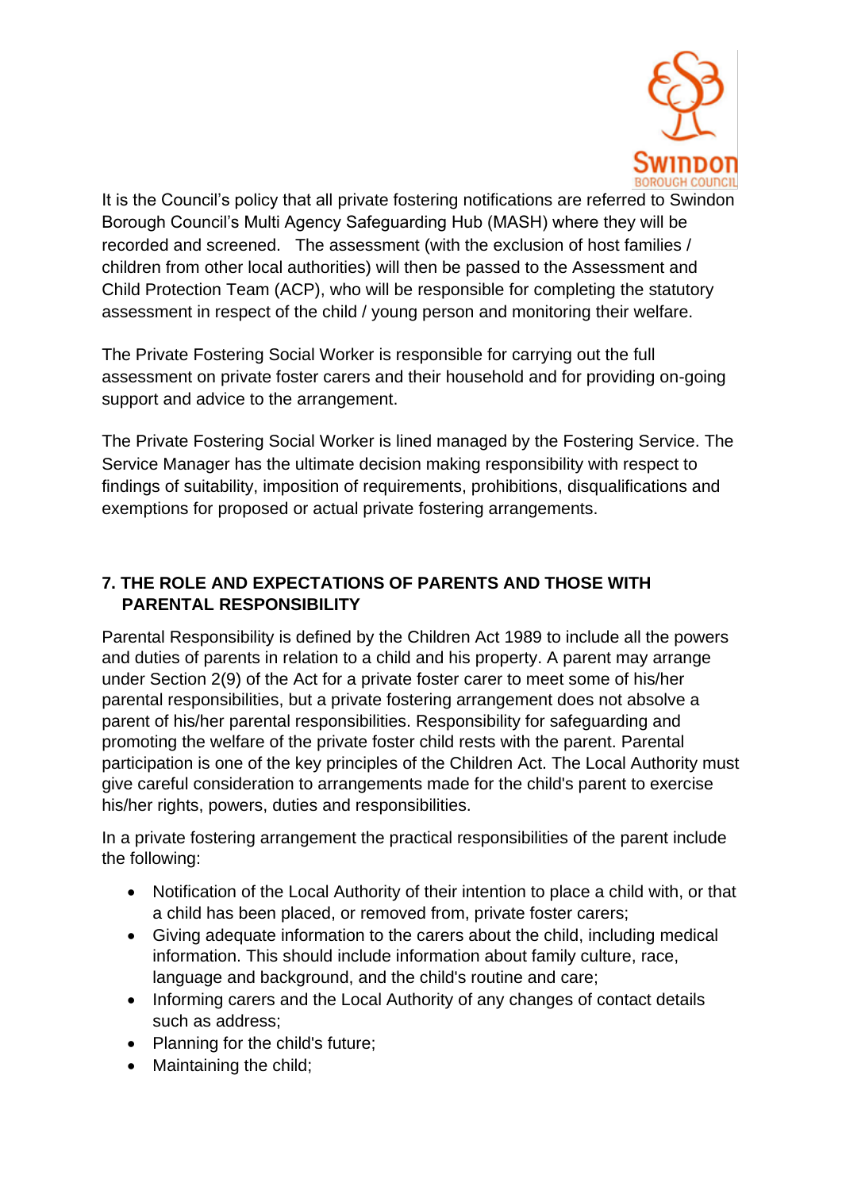It is the Council's policy that all private fostering notifications are referred to Swindon Borough Council's Multi Agency Safeguarding Hub (MASH) where they will be recorded and screened. The assessment (with the exclusion of host families / children from other local authorities) will then be passed to the Assessment and Child Protection Team (ACP), who will be responsible for completing the statutory assessment in respect of the child / young person and monitoring their welfare.

The Private Fostering Social Worker is responsible for carrying out the full assessment on private foster carers and their household and for providing on-going support and advice to the arrangement.

The Private Fostering Social Worker is lined managed by the Fostering Service. The Service Manager has the ultimate decision making responsibility with respect to findings of suitability, imposition of requirements, prohibitions, disqualifications and exemptions for proposed or actual private fostering arrangements.

## 7. THE ROLE AND EXPECTATIONS OF PARENTS AND THOSE WITH PARENTAL RESPONSIBILITY

Parental Responsibility is defined by the Children Act 1989 to include all the powers and duties of parents in relation to a child and his property. A parent may arrange under Section 2(9) of the Act for a private foster carer to meet some of his/her parental responsibilities, but a private fostering arrangement does not absolve a parent of his/her parental responsibilities. Responsibility for safeguarding and promoting the welfare of the private foster child rests with the parent. Parental participation is one of the key principles of the Children Act. The Local Authority must give careful consideration to arrangements made for the child's parent to exercise his/her rights, powers, duties and responsibilities.

In a private fostering arrangement the practical responsibilities of the parent include the following:

- Notification of the Local Authority of their intention to place a child with, or that a child has been placed, or removed from, private foster carers;
- Giving adequate information to the carers about the child, including medical information. This should include information about family culture, race, language and background, and the child's routine and care;
- Informing carers and the Local Authority of any changes of contact details such as address;
- Planning for the child's future;
- Maintaining the child;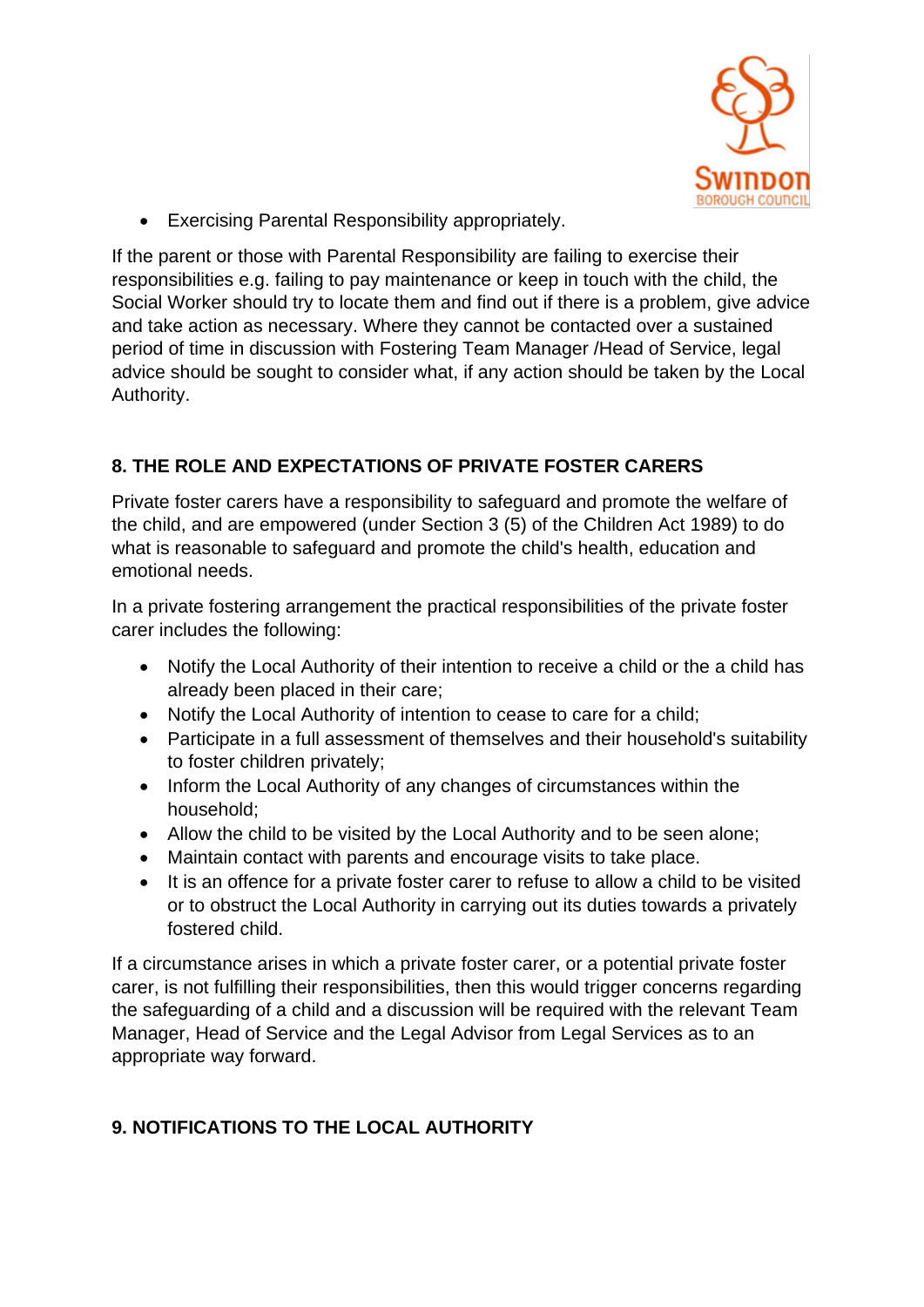- Exercising Parental Responsibility appropriately.

If the parent or those with Parental Responsibility are failing to exercise their responsibilities e.g. failing to pay maintenance or keep in touch with the child, the Social Worker should try to locate them and find out if there is a problem, give advice and take action as necessary. Where they cannot be contacted over a sustained period of time in discussion with Fostering Team Manager /Head of Service, legal advice should be sought to consider what, if any action should be taken by the Local Authority.

## 8. THE ROLE AND EXPECTATIONS OF PRIVATE FOSTER CARERS

Private foster carers have a responsibility to safeguard and promote the welfare of the child, and are empowered (under Section 3 (5) of the Children Act 1989) to do what is reasonable to safeguard and promote the child's health, education and emotional needs.

In a private fostering arrangement the practical responsibilities of the private foster carer includes the following:

- Notify the Local Authority of their intention to receive a child or the a child has already been placed in their care;
- Notify the Local Authority of intention to cease to care for a child;
- Participate in a full assessment of themselves and their household's suitability to foster children privately;
- Inform the Local Authority of any changes of circumstances within the household;
- Allow the child to be visited by the Local Authority and to be seen alone;
- Maintain contact with parents and encourage visits to take place.
- It is an offence for a private foster carer to refuse to allow a child to be visited or to obstruct the Local Authority in carrying out its duties towards a privately fostered child.

If a circumstance arises in which a private foster carer, or a potential private foster carer, is not fulfilling their responsibilities, then this would trigger concerns regarding the safeguarding of a child and a discussion will be required with the relevant Team Manager, Head of Service and the Legal Advisor from Legal Services as to an appropriate way forward.

## 9. NOTIFICATIONS TO THE LOCAL AUTHORITY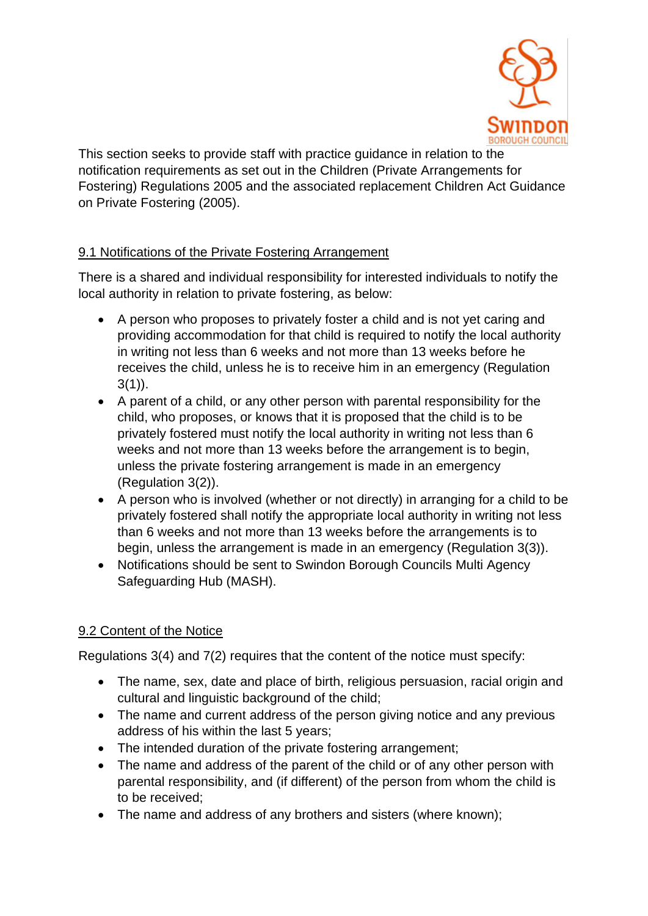This section seeks to provide staff with practice guidance in relation to the notification requirements as set out in the Children (Private Arrangements for Fostering) Regulations 2005 and the associated replacement Children Act Guidance on Private Fostering (2005).

## 9.1 Notifications of the Private Fostering Arrangement

There is a shared and individual responsibility for interested individuals to notify the local authority in relation to private fostering, as below:

- A person who proposes to privately foster a child and is not yet caring and providing accommodation for that child is required to notify the local authority in writing not less than 6 weeks and not more than 13 weeks before he receives the child, unless he is to receive him in an emergency (Regulation 3(1)).
- A parent of a child, or any other person with parental responsibility for the child, who proposes, or knows that it is proposed that the child is to be privately fostered must notify the local authority in writing not less than 6 weeks and not more than 13 weeks before the arrangement is to begin, unless the private fostering arrangement is made in an emergency (Regulation 3(2)).
- A person who is involved (whether or not directly) in arranging for a child to be privately fostered shall notify the appropriate local authority in writing not less than 6 weeks and not more than 13 weeks before the arrangements is to begin, unless the arrangement is made in an emergency (Regulation 3(3)).
- Notifications should be sent to Swindon Borough Councils Multi Agency Safeguarding Hub (MASH).

## 9.2 Content of the Notice

Regulations 3(4) and 7(2) requires that the content of the notice must specify:

- The name, sex, date and place of birth, religious persuasion, racial origin and cultural and linguistic background of the child;
- The name and current address of the person giving notice and any previous address of his within the last 5 years;
- The intended duration of the private fostering arrangement;
- The name and address of the parent of the child or of any other person with parental responsibility, and (if different) of the person from whom the child is to be received;
- The name and address of any brothers and sisters (where known);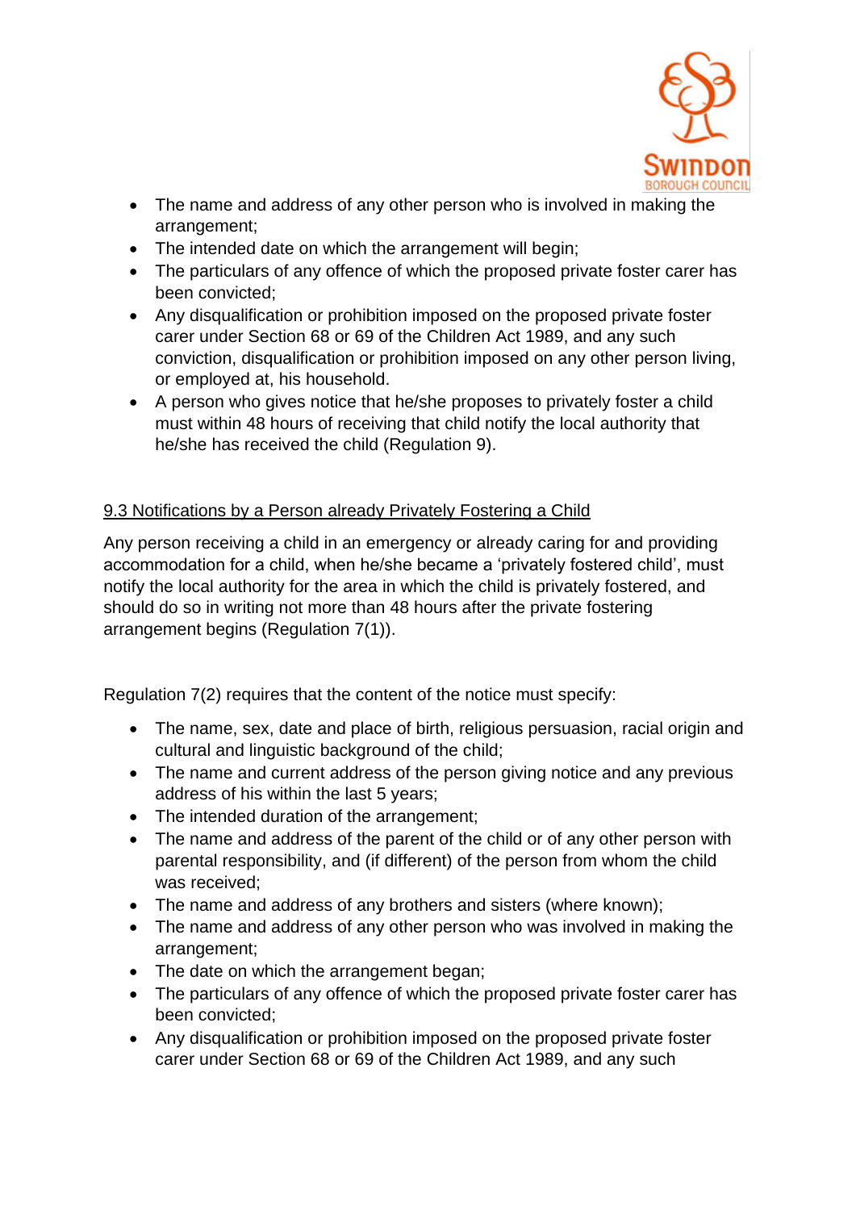- The name and address of any other person who is involved in making the arrangement;
- The intended date on which the arrangement will begin;
- The particulars of any offence of which the proposed private foster carer has been convicted;
- Any disqualification or prohibition imposed on the proposed private foster carer under Section 68 or 69 of the Children Act 1989, and any such conviction, disqualification or prohibition imposed on any other person living, or employed at, his household.
- A person who gives notice that he/she proposes to privately foster a child must within 48 hours of receiving that child notify the local authority that he/she has received the child (Regulation 9).

## 9.3 Notifications by a Person already Privately Fostering a Child

Any person receiving a child in an emergency or already caring for and providing accommodation for a child, when he/she became a 'privately fostered child', must notify the local authority for the area in which the child is privately fostered, and should do so in writing not more than 48 hours after the private fostering arrangement begins (Regulation 7(1)).

Regulation 7(2) requires that the content of the notice must specify:

- The name, sex, date and place of birth, religious persuasion, racial origin and cultural and linguistic background of the child;
- The name and current address of the person giving notice and any previous address of his within the last 5 years;
- The intended duration of the arrangement;
- The name and address of the parent of the child or of any other person with parental responsibility, and (if different) of the person from whom the child was received;
- The name and address of any brothers and sisters (where known);
- The name and address of any other person who was involved in making the arrangement;
- The date on which the arrangement began;
- The particulars of any offence of which the proposed private foster carer has been convicted;
- Any disqualification or prohibition imposed on the proposed private foster carer under Section 68 or 69 of the Children Act 1989, and any such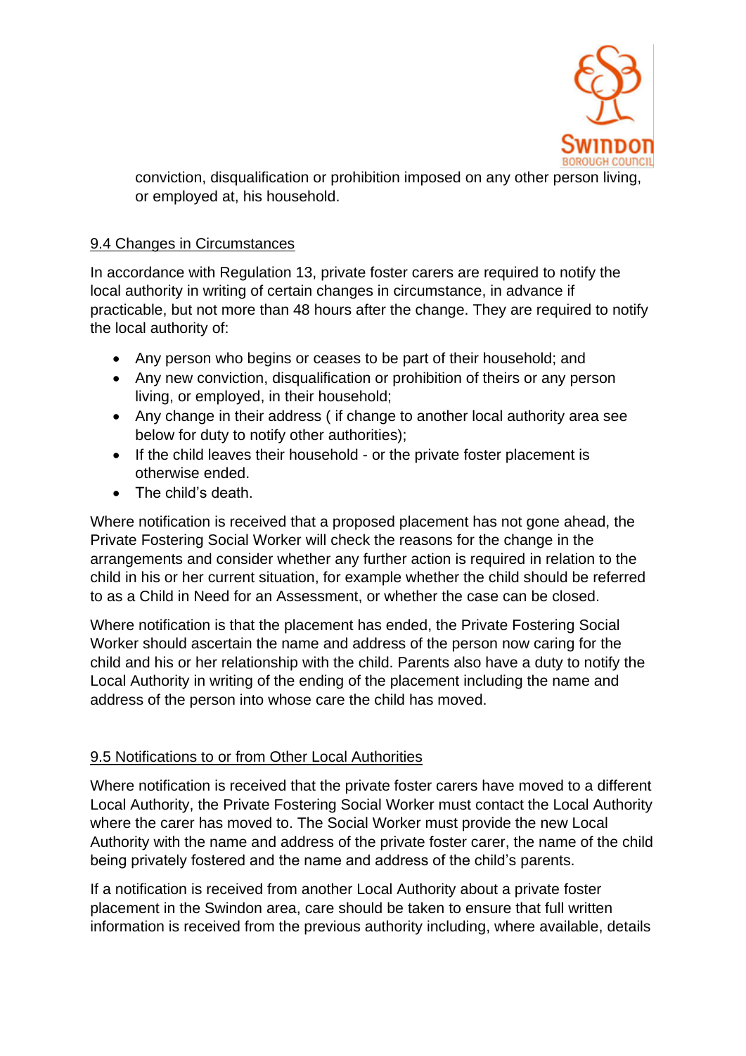conviction, disqualification or prohibition imposed on any other person living, or employed at, his household.

9.4 Changes in Circumstances

In accordance with Regulation 13, private foster carers are required to notify the local authority in writing of certain changes in circumstance, in advance if practicable, but not more than 48 hours after the change. They are required to notify the local authority of:

- Any person who begins or ceases to be part of their household; and
- Any new conviction, disqualification or prohibition of theirs or any person living, or employed, in their household;
- Any change in their address ( if change to another local authority area see below for duty to notify other authorities);
- If the child leaves their household - or the private foster placement is otherwise ended.
- The child's death.

Where notification is received that a proposed placement has not gone ahead, the Private Fostering Social Worker will check the reasons for the change in the arrangements and consider whether any further action is required in relation to the child in his or her current situation, for example whether the child should be referred to as a Child in Need for an Assessment, or whether the case can be closed.

Where notification is that the placement has ended, the Private Fostering Social Worker should ascertain the name and address of the person now caring for the child and his or her relationship with the child. Parents also have a duty to notify the Local Authority in writing of the ending of the placement including the name and address of the person into whose care the child has moved.

9.5 Notifications to or from Other Local Authorities

Where notification is received that the private foster carers have moved to a different Local Authority, the Private Fostering Social Worker must contact the Local Authority where the carer has moved to. The Social Worker must provide the new Local Authority with the name and address of the private foster carer, the name of the child being privately fostered and the name and address of the child's parents.

If a notification is received from another Local Authority about a private foster placement in the Swindon area, care should be taken to ensure that full written information is received from the previous authority including, where available, details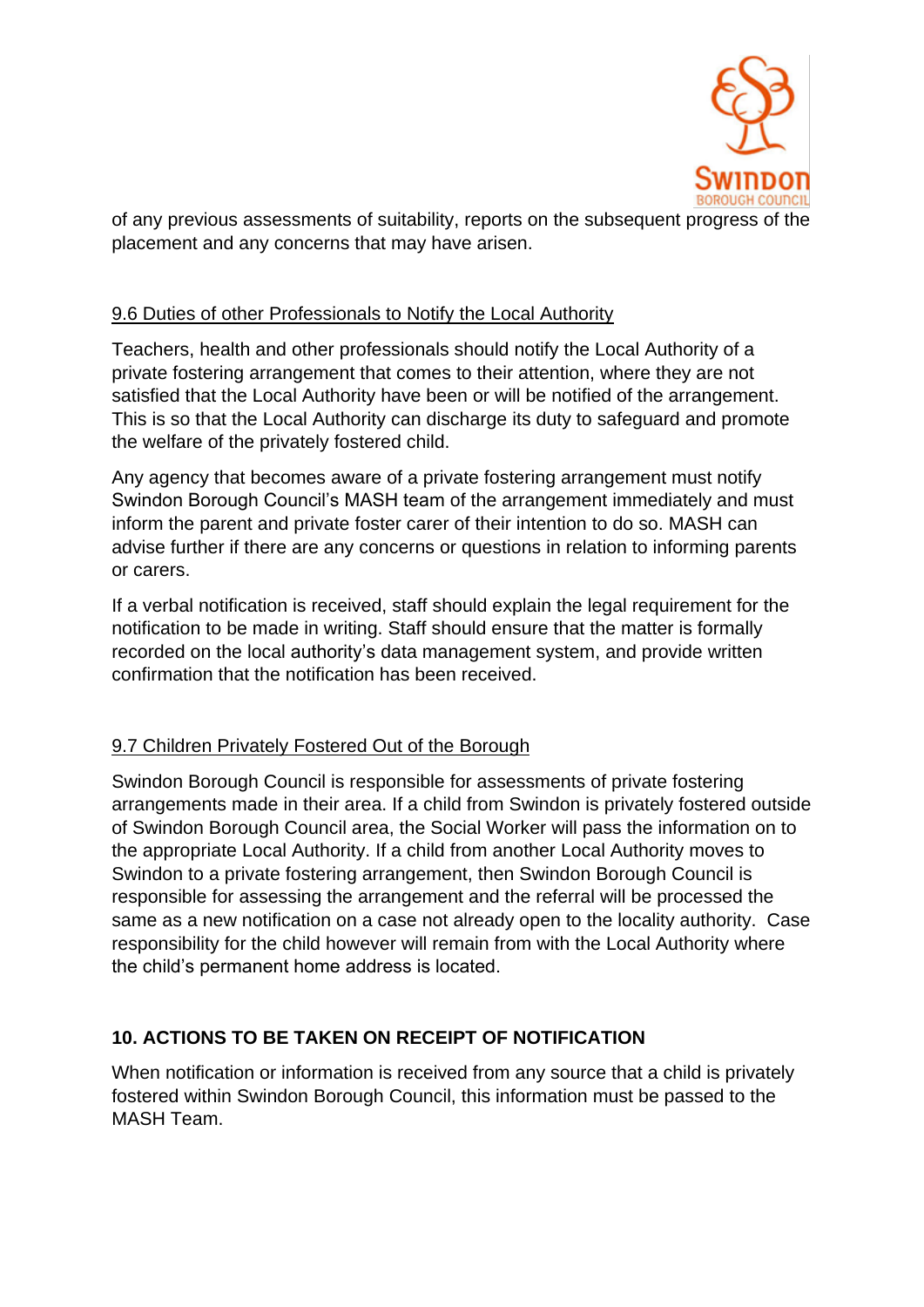of any previous assessments of suitability, reports on the subsequent progress of the placement and any concerns that may have arisen.

### 9.6 Duties of other Professionals to Notify the Local Authority

Teachers, health and other professionals should notify the Local Authority of a private fostering arrangement that comes to their attention, where they are not satisfied that the Local Authority have been or will be notified of the arrangement. This is so that the Local Authority can discharge its duty to safeguard and promote the welfare of the privately fostered child.

Any agency that becomes aware of a private fostering arrangement must notify Swindon Borough Council's MASH team of the arrangement immediately and must inform the parent and private foster carer of their intention to do so. MASH can advise further if there are any concerns or questions in relation to informing parents or carers.

If a verbal notification is received, staff should explain the legal requirement for the notification to be made in writing. Staff should ensure that the matter is formally recorded on the local authority's data management system, and provide written confirmation that the notification has been received.

### 9.7 Children Privately Fostered Out of the Borough

Swindon Borough Council is responsible for assessments of private fostering arrangements made in their area. If a child from Swindon is privately fostered outside of Swindon Borough Council area, the Social Worker will pass the information on to the appropriate Local Authority. If a child from another Local Authority moves to Swindon to a private fostering arrangement, then Swindon Borough Council is responsible for assessing the arrangement and the referral will be processed the same as a new notification on a case not already open to the locality authority. Case responsibility for the child however will remain from with the Local Authority where the child's permanent home address is located.

## 10. ACTIONS TO BE TAKEN ON RECEIPT OF NOTIFICATION

When notification or information is received from any source that a child is privately fostered within Swindon Borough Council, this information must be passed to the MASH Team.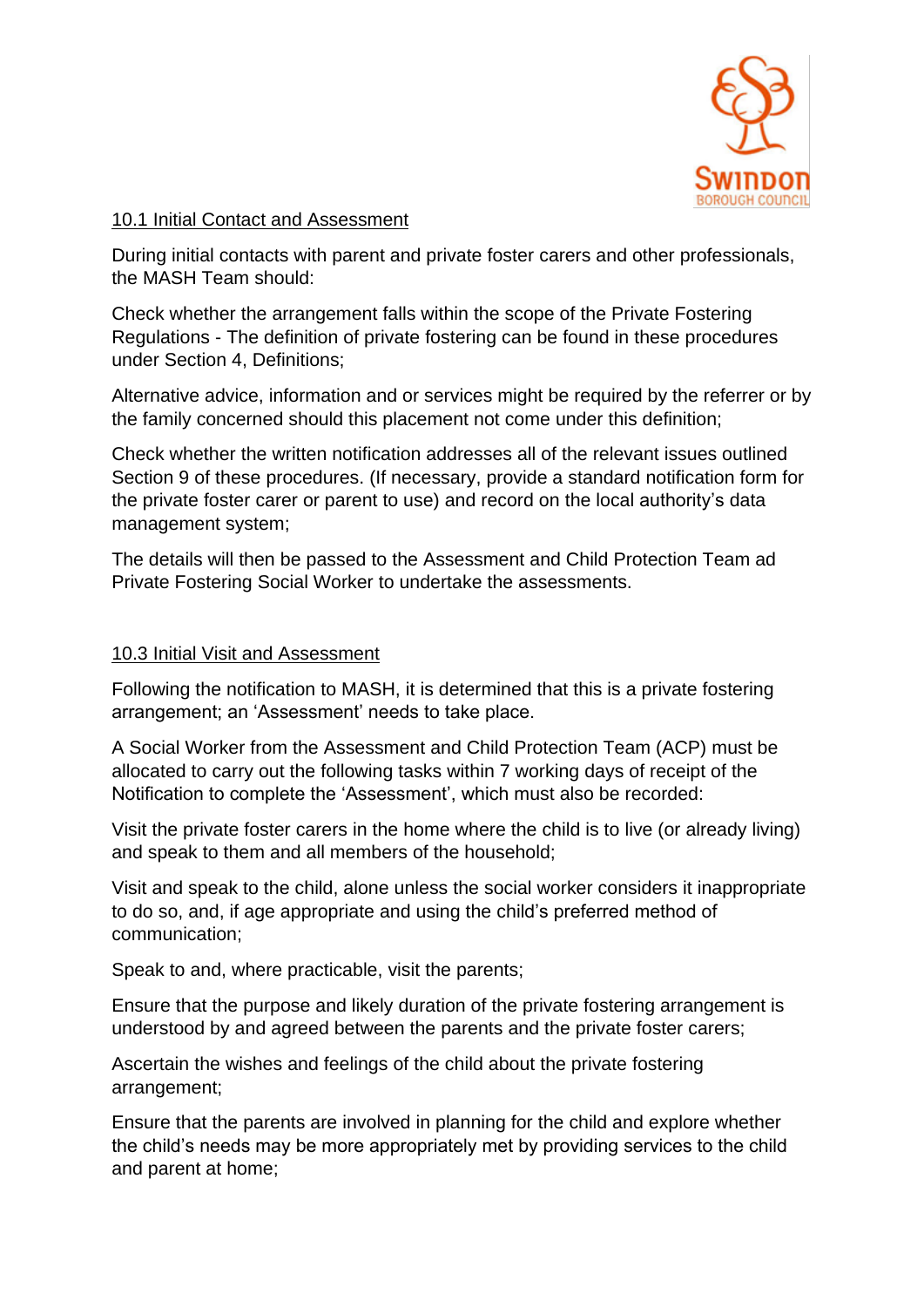## 10.1 Initial Contact and Assessment

During initial contacts with parent and private foster carers and other professionals, the MASH Team should:

Check whether the arrangement falls within the scope of the Private Fostering Regulations - The definition of private fostering can be found in these procedures under Section 4, Definitions;

Alternative advice, information and or services might be required by the referrer or by the family concerned should this placement not come under this definition;

Check whether the written notification addresses all of the relevant issues outlined Section 9 of these procedures. (If necessary, provide a standard notification form for the private foster carer or parent to use) and record on the local authority's data management system;

The details will then be passed to the Assessment and Child Protection Team ad Private Fostering Social Worker to undertake the assessments.

## 10.3 Initial Visit and Assessment

Following the notification to MASH, it is determined that this is a private fostering arrangement; an 'Assessment' needs to take place.

A Social Worker from the Assessment and Child Protection Team (ACP) must be allocated to carry out the following tasks within 7 working days of receipt of the Notification to complete the 'Assessment', which must also be recorded:

Visit the private foster carers in the home where the child is to live (or already living) and speak to them and all members of the household;

Visit and speak to the child, alone unless the social worker considers it inappropriate to do so, and, if age appropriate and using the child's preferred method of communication;

Speak to and, where practicable, visit the parents;

Ensure that the purpose and likely duration of the private fostering arrangement is understood by and agreed between the parents and the private foster carers;

Ascertain the wishes and feelings of the child about the private fostering arrangement;

Ensure that the parents are involved in planning for the child and explore whether the child's needs may be more appropriately met by providing services to the child and parent at home;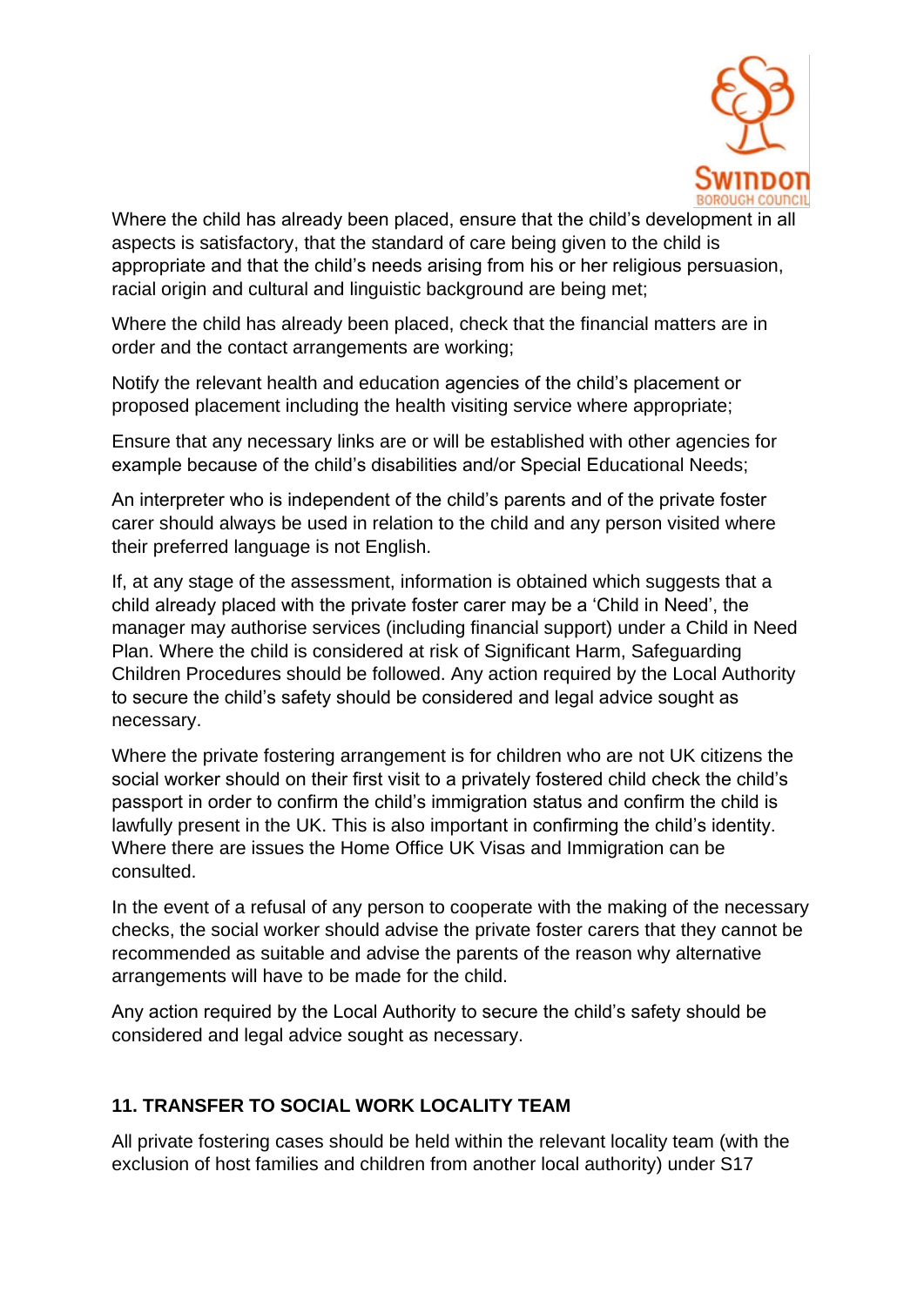Where the child has already been placed, ensure that the child's development in all aspects is satisfactory, that the standard of care being given to the child is appropriate and that the child's needs arising from his or her religious persuasion, racial origin and cultural and linguistic background are being met;

Where the child has already been placed, check that the financial matters are in order and the contact arrangements are working;

Notify the relevant health and education agencies of the child's placement or proposed placement including the health visiting service where appropriate;

Ensure that any necessary links are or will be established with other agencies for example because of the child's disabilities and/or Special Educational Needs;

An interpreter who is independent of the child's parents and of the private foster carer should always be used in relation to the child and any person visited where their preferred language is not English.

If, at any stage of the assessment, information is obtained which suggests that a child already placed with the private foster carer may be a 'Child in Need', the manager may authorise services (including financial support) under a Child in Need Plan. Where the child is considered at risk of Significant Harm, Safeguarding Children Procedures should be followed. Any action required by the Local Authority to secure the child's safety should be considered and legal advice sought as necessary.

Where the private fostering arrangement is for children who are not UK citizens the social worker should on their first visit to a privately fostered child check the child's passport in order to confirm the child's immigration status and confirm the child is lawfully present in the UK. This is also important in confirming the child's identity. Where there are issues the Home Office UK Visas and Immigration can be consulted.

In the event of a refusal of any person to cooperate with the making of the necessary checks, the social worker should advise the private foster carers that they cannot be recommended as suitable and advise the parents of the reason why alternative arrangements will have to be made for the child.

Any action required by the Local Authority to secure the child's safety should be considered and legal advice sought as necessary.

## 11. TRANSFER TO SOCIAL WORK LOCALITY TEAM

All private fostering cases should be held within the relevant locality team (with the exclusion of host families and children from another local authority) under S17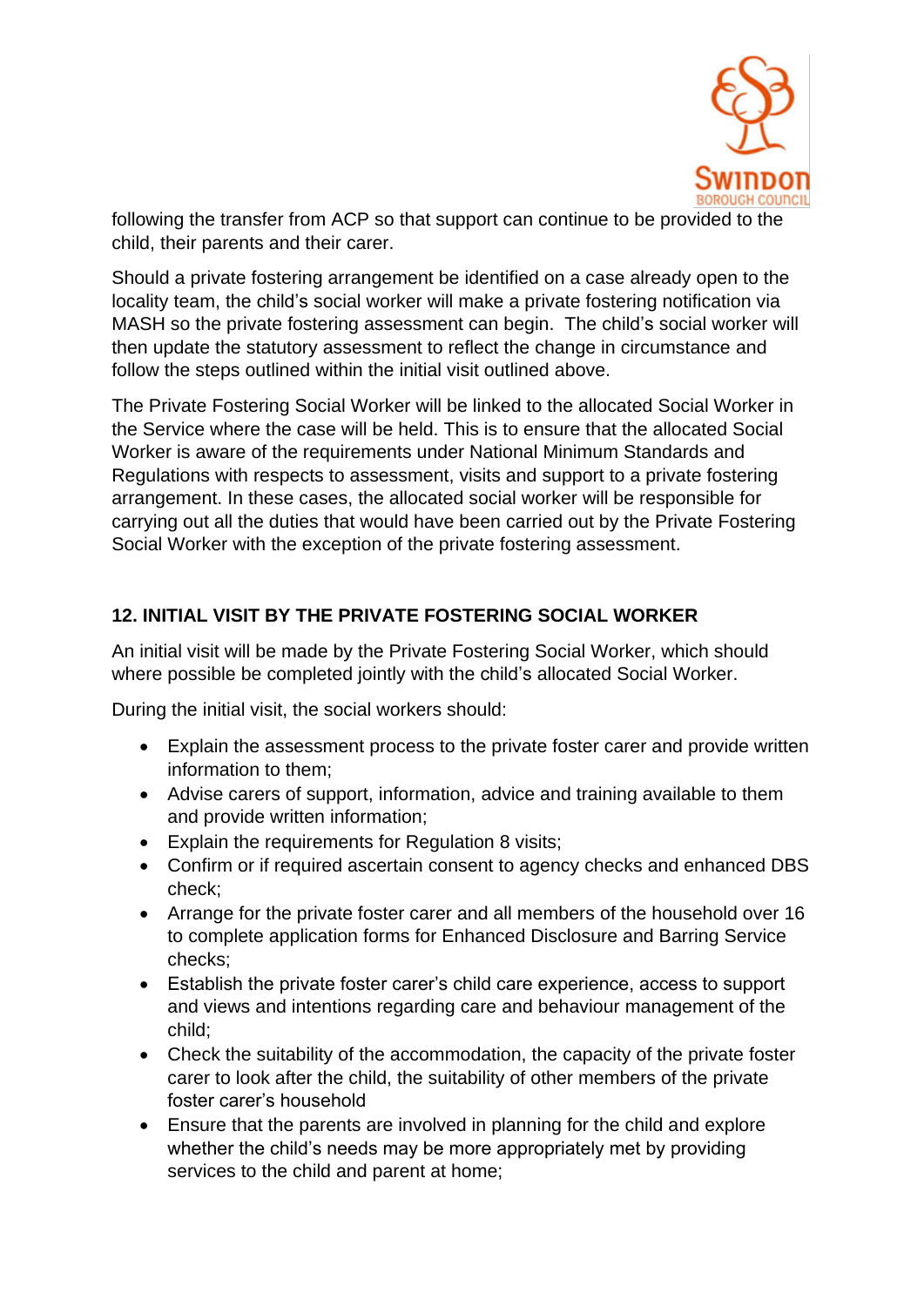following the transfer from ACP so that support can continue to be provided to the child, their parents and their carer.

Should a private fostering arrangement be identified on a case already open to the locality team, the child's social worker will make a private fostering notification via MASH so the private fostering assessment can begin. The child's social worker will then update the statutory assessment to reflect the change in circumstance and follow the steps outlined within the initial visit outlined above.

The Private Fostering Social Worker will be linked to the allocated Social Worker in the Service where the case will be held. This is to ensure that the allocated Social Worker is aware of the requirements under National Minimum Standards and Regulations with respects to assessment, visits and support to a private fostering arrangement. In these cases, the allocated social worker will be responsible for carrying out all the duties that would have been carried out by the Private Fostering Social Worker with the exception of the private fostering assessment.

## 12. INITIAL VISIT BY THE PRIVATE FOSTERING SOCIAL WORKER

An initial visit will be made by the Private Fostering Social Worker, which should where possible be completed jointly with the child's allocated Social Worker.

During the initial visit, the social workers should:

- Explain the assessment process to the private foster carer and provide written information to them;
- Advise carers of support, information, advice and training available to them and provide written information;
- Explain the requirements for Regulation 8 visits;
- Confirm or if required ascertain consent to agency checks and enhanced DBS check;
- Arrange for the private foster carer and all members of the household over 16 to complete application forms for Enhanced Disclosure and Barring Service checks;
- Establish the private foster carer's child care experience, access to support and views and intentions regarding care and behaviour management of the child;
- Check the suitability of the accommodation, the capacity of the private foster carer to look after the child, the suitability of other members of the private foster carer's household
- Ensure that the parents are involved in planning for the child and explore whether the child's needs may be more appropriately met by providing services to the child and parent at home;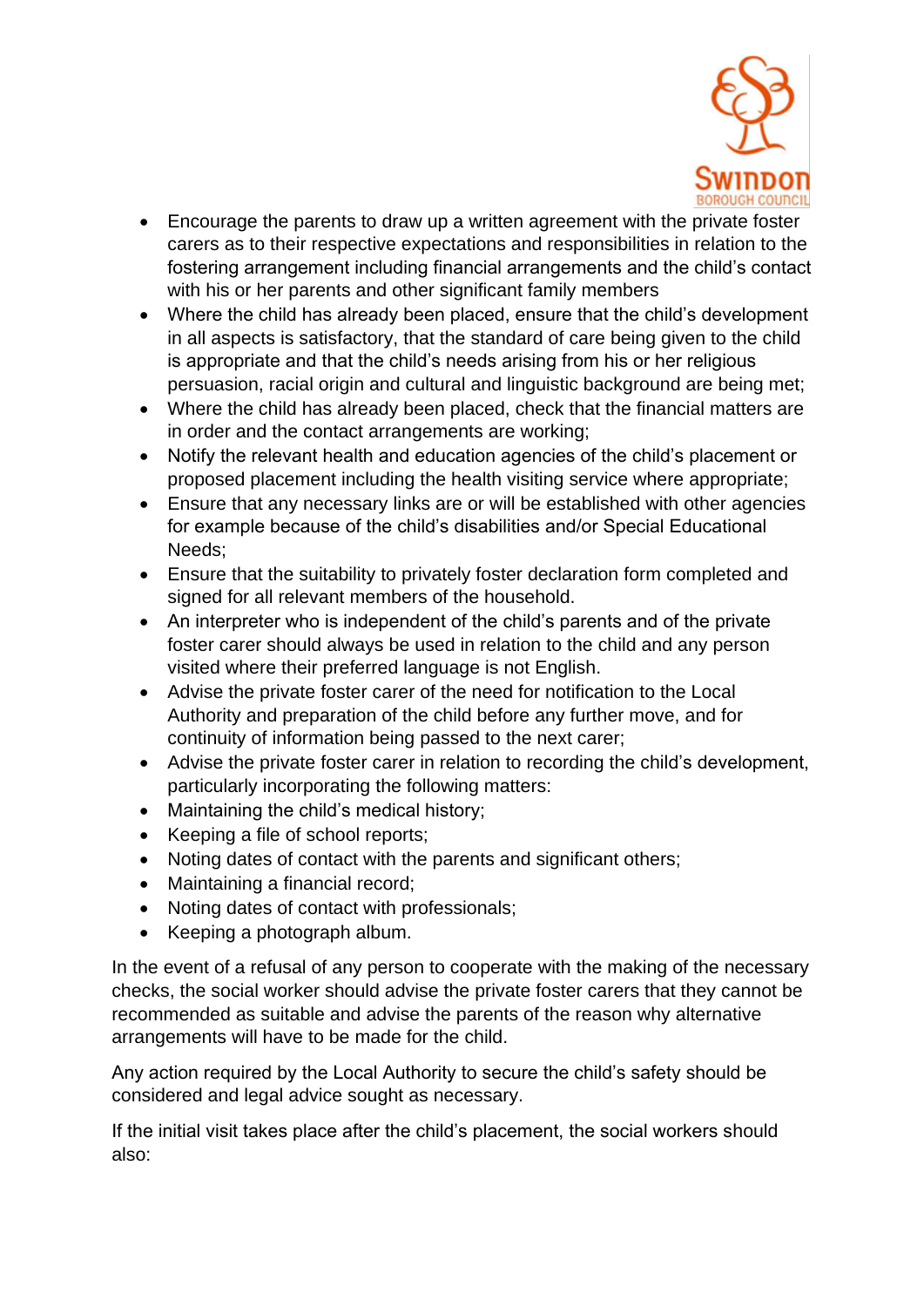- Encourage the parents to draw up a written agreement with the private foster carers as to their respective expectations and responsibilities in relation to the fostering arrangement including financial arrangements and the child's contact with his or her parents and other significant family members
- Where the child has already been placed, ensure that the child's development in all aspects is satisfactory, that the standard of care being given to the child is appropriate and that the child's needs arising from his or her religious persuasion, racial origin and cultural and linguistic background are being met;
- Where the child has already been placed, check that the financial matters are in order and the contact arrangements are working;
- Notify the relevant health and education agencies of the child's placement or proposed placement including the health visiting service where appropriate;
- Ensure that any necessary links are or will be established with other agencies for example because of the child's disabilities and/or Special Educational Needs;
- Ensure that the suitability to privately foster declaration form completed and signed for all relevant members of the household.
- An interpreter who is independent of the child's parents and of the private foster carer should always be used in relation to the child and any person visited where their preferred language is not English.
- Advise the private foster carer of the need for notification to the Local Authority and preparation of the child before any further move, and for continuity of information being passed to the next carer;
- Advise the private foster carer in relation to recording the child's development, particularly incorporating the following matters:
- Maintaining the child's medical history;
- Keeping a file of school reports;
- Noting dates of contact with the parents and significant others;
- Maintaining a financial record;
- Noting dates of contact with professionals;
- Keeping a photograph album.

In the event of a refusal of any person to cooperate with the making of the necessary checks, the social worker should advise the private foster carers that they cannot be recommended as suitable and advise the parents of the reason why alternative arrangements will have to be made for the child.

Any action required by the Local Authority to secure the child's safety should be considered and legal advice sought as necessary.

If the initial visit takes place after the child's placement, the social workers should also: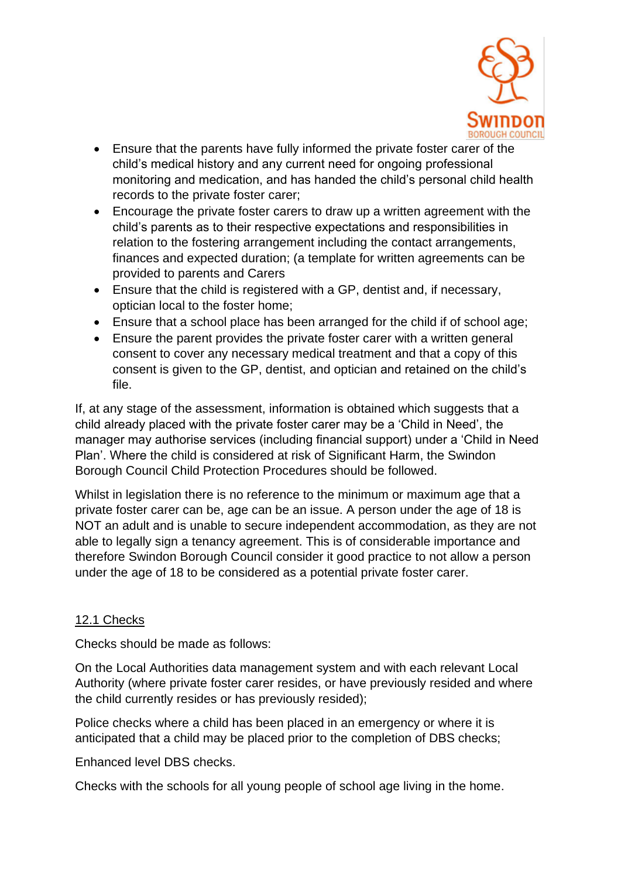- Ensure that the parents have fully informed the private foster carer of the child's medical history and any current need for ongoing professional monitoring and medication, and has handed the child's personal child health records to the private foster carer;
- Encourage the private foster carers to draw up a written agreement with the child's parents as to their respective expectations and responsibilities in relation to the fostering arrangement including the contact arrangements, finances and expected duration; (a template for written agreements can be provided to parents and Carers
- Ensure that the child is registered with a GP, dentist and, if necessary, optician local to the foster home;
- Ensure that a school place has been arranged for the child if of school age;
- Ensure the parent provides the private foster carer with a written general consent to cover any necessary medical treatment and that a copy of this consent is given to the GP, dentist, and optician and retained on the child's file.

If, at any stage of the assessment, information is obtained which suggests that a child already placed with the private foster carer may be a 'Child in Need', the manager may authorise services (including financial support) under a 'Child in Need Plan'. Where the child is considered at risk of Significant Harm, the Swindon Borough Council Child Protection Procedures should be followed.

Whilst in legislation there is no reference to the minimum or maximum age that a private foster carer can be, age can be an issue. A person under the age of 18 is NOT an adult and is unable to secure independent accommodation, as they are not able to legally sign a tenancy agreement. This is of considerable importance and therefore Swindon Borough Council consider it good practice to not allow a person under the age of 18 to be considered as a potential private foster carer.

<u>12.1 Checks</u>

Checks should be made as follows:

On the Local Authorities data management system and with each relevant Local Authority (where private foster carer resides, or have previously resided and where the child currently resides or has previously resided);

Police checks where a child has been placed in an emergency or where it is anticipated that a child may be placed prior to the completion of DBS checks;

Enhanced level DBS checks.

Checks with the schools for all young people of school age living in the home.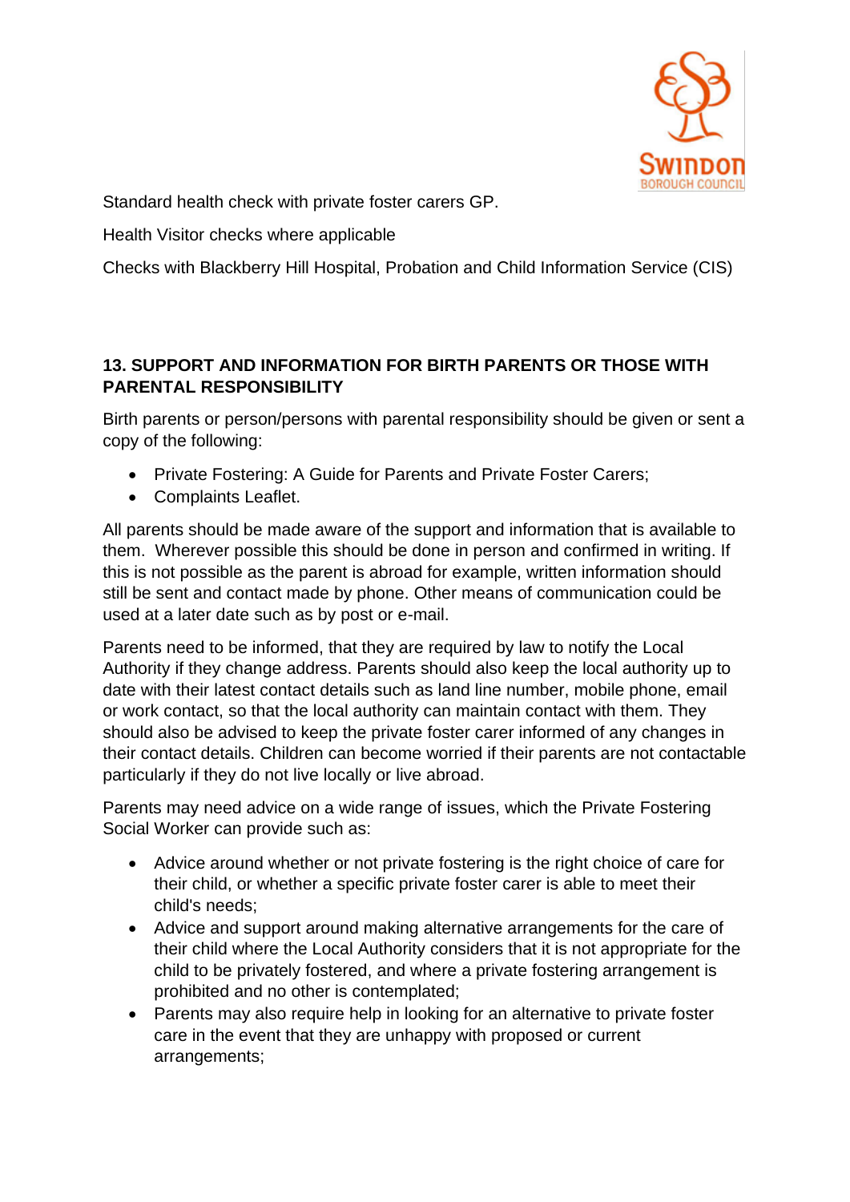Standard health check with private foster carers GP.

Health Visitor checks where applicable

Checks with Blackberry Hill Hospital, Probation and Child Information Service (CIS)

## 13. SUPPORT AND INFORMATION FOR BIRTH PARENTS OR THOSE WITH PARENTAL RESPONSIBILITY

Birth parents or person/persons with parental responsibility should be given or sent a copy of the following:

- Private Fostering: A Guide for Parents and Private Foster Carers;
- Complaints Leaflet.

All parents should be made aware of the support and information that is available to them. Wherever possible this should be done in person and confirmed in writing. If this is not possible as the parent is abroad for example, written information should still be sent and contact made by phone. Other means of communication could be used at a later date such as by post or e-mail.

Parents need to be informed, that they are required by law to notify the Local Authority if they change address. Parents should also keep the local authority up to date with their latest contact details such as land line number, mobile phone, email or work contact, so that the local authority can maintain contact with them. They should also be advised to keep the private foster carer informed of any changes in their contact details. Children can become worried if their parents are not contactable particularly if they do not live locally or live abroad.

Parents may need advice on a wide range of issues, which the Private Fostering Social Worker can provide such as:

- Advice around whether or not private fostering is the right choice of care for their child, or whether a specific private foster carer is able to meet their child's needs;
- Advice and support around making alternative arrangements for the care of their child where the Local Authority considers that it is not appropriate for the child to be privately fostered, and where a private fostering arrangement is prohibited and no other is contemplated;
- Parents may also require help in looking for an alternative to private foster care in the event that they are unhappy with proposed or current arrangements;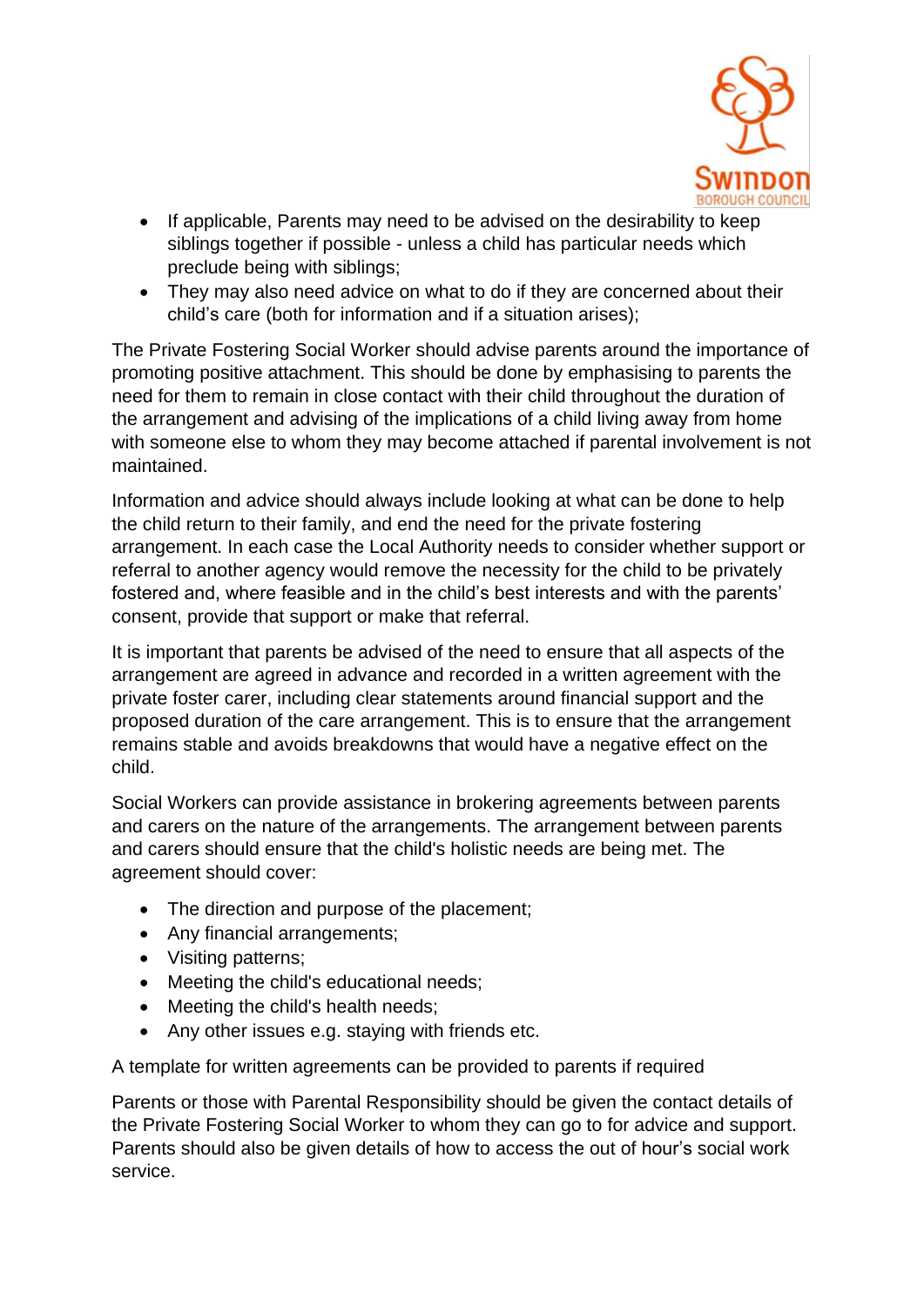- If applicable, Parents may need to be advised on the desirability to keep siblings together if possible - unless a child has particular needs which preclude being with siblings;
- They may also need advice on what to do if they are concerned about their child's care (both for information and if a situation arises);

The Private Fostering Social Worker should advise parents around the importance of promoting positive attachment. This should be done by emphasising to parents the need for them to remain in close contact with their child throughout the duration of the arrangement and advising of the implications of a child living away from home with someone else to whom they may become attached if parental involvement is not maintained.

Information and advice should always include looking at what can be done to help the child return to their family, and end the need for the private fostering arrangement. In each case the Local Authority needs to consider whether support or referral to another agency would remove the necessity for the child to be privately fostered and, where feasible and in the child's best interests and with the parents' consent, provide that support or make that referral.

It is important that parents be advised of the need to ensure that all aspects of the arrangement are agreed in advance and recorded in a written agreement with the private foster carer, including clear statements around financial support and the proposed duration of the care arrangement. This is to ensure that the arrangement remains stable and avoids breakdowns that would have a negative effect on the child.

Social Workers can provide assistance in brokering agreements between parents and carers on the nature of the arrangements. The arrangement between parents and carers should ensure that the child's holistic needs are being met. The agreement should cover:

- The direction and purpose of the placement;
- Any financial arrangements;
- Visiting patterns;
- Meeting the child's educational needs;
- Meeting the child's health needs;
- Any other issues e.g. staying with friends etc.

A template for written agreements can be provided to parents if required

Parents or those with Parental Responsibility should be given the contact details of the Private Fostering Social Worker to whom they can go to for advice and support. Parents should also be given details of how to access the out of hour's social work service.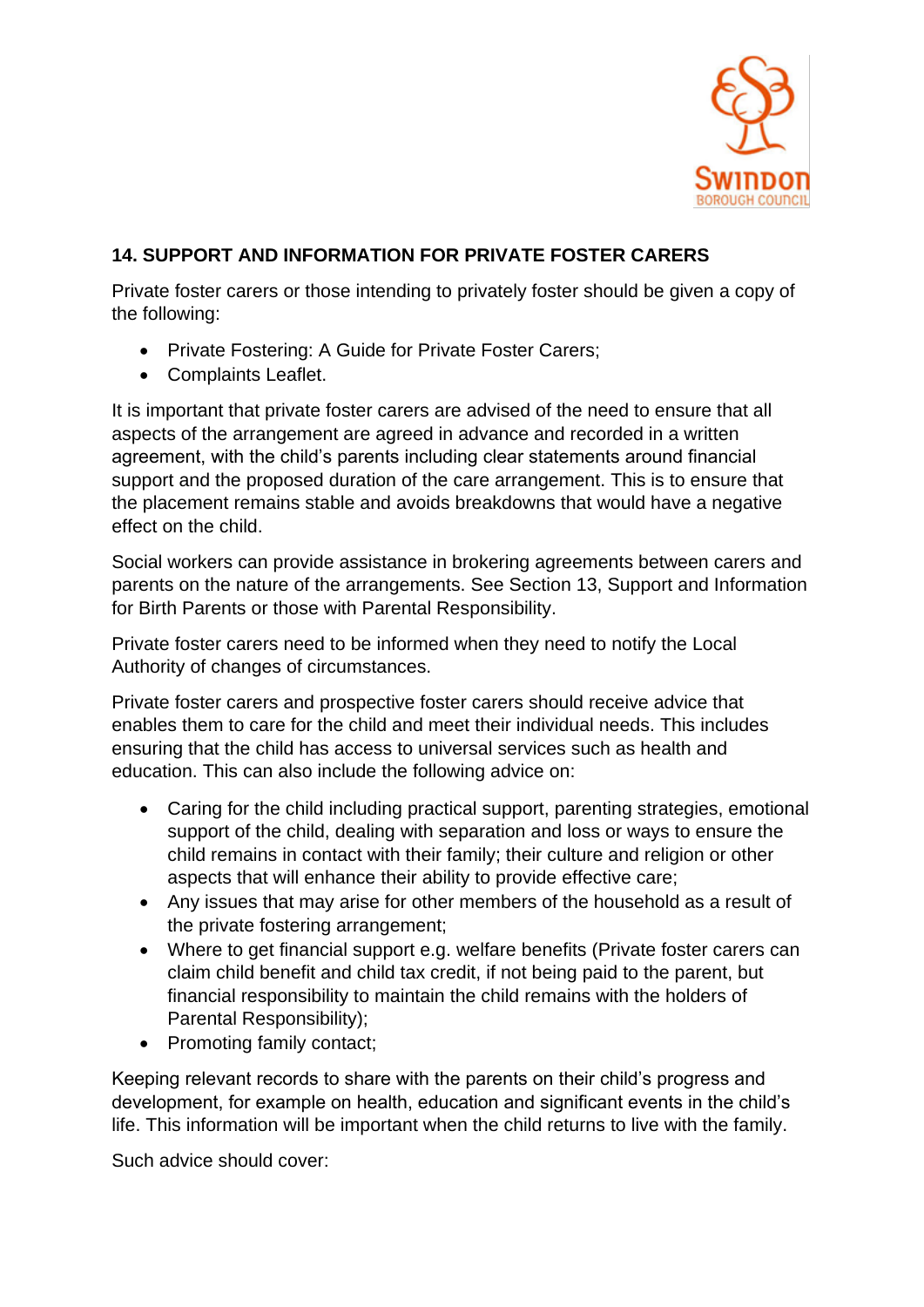## 14. SUPPORT AND INFORMATION FOR PRIVATE FOSTER CARERS

Private foster carers or those intending to privately foster should be given a copy of the following:

- Private Fostering: A Guide for Private Foster Carers;
- Complaints Leaflet.

It is important that private foster carers are advised of the need to ensure that all aspects of the arrangement are agreed in advance and recorded in a written agreement, with the child's parents including clear statements around financial support and the proposed duration of the care arrangement. This is to ensure that the placement remains stable and avoids breakdowns that would have a negative effect on the child.

Social workers can provide assistance in brokering agreements between carers and parents on the nature of the arrangements. See Section 13, Support and Information for Birth Parents or those with Parental Responsibility.

Private foster carers need to be informed when they need to notify the Local Authority of changes of circumstances.

Private foster carers and prospective foster carers should receive advice that enables them to care for the child and meet their individual needs. This includes ensuring that the child has access to universal services such as health and education. This can also include the following advice on:

- Caring for the child including practical support, parenting strategies, emotional support of the child, dealing with separation and loss or ways to ensure the child remains in contact with their family; their culture and religion or other aspects that will enhance their ability to provide effective care;
- Any issues that may arise for other members of the household as a result of the private fostering arrangement;
- Where to get financial support e.g. welfare benefits (Private foster carers can claim child benefit and child tax credit, if not being paid to the parent, but financial responsibility to maintain the child remains with the holders of Parental Responsibility);
- Promoting family contact;

Keeping relevant records to share with the parents on their child's progress and development, for example on health, education and significant events in the child's life. This information will be important when the child returns to live with the family.

Such advice should cover: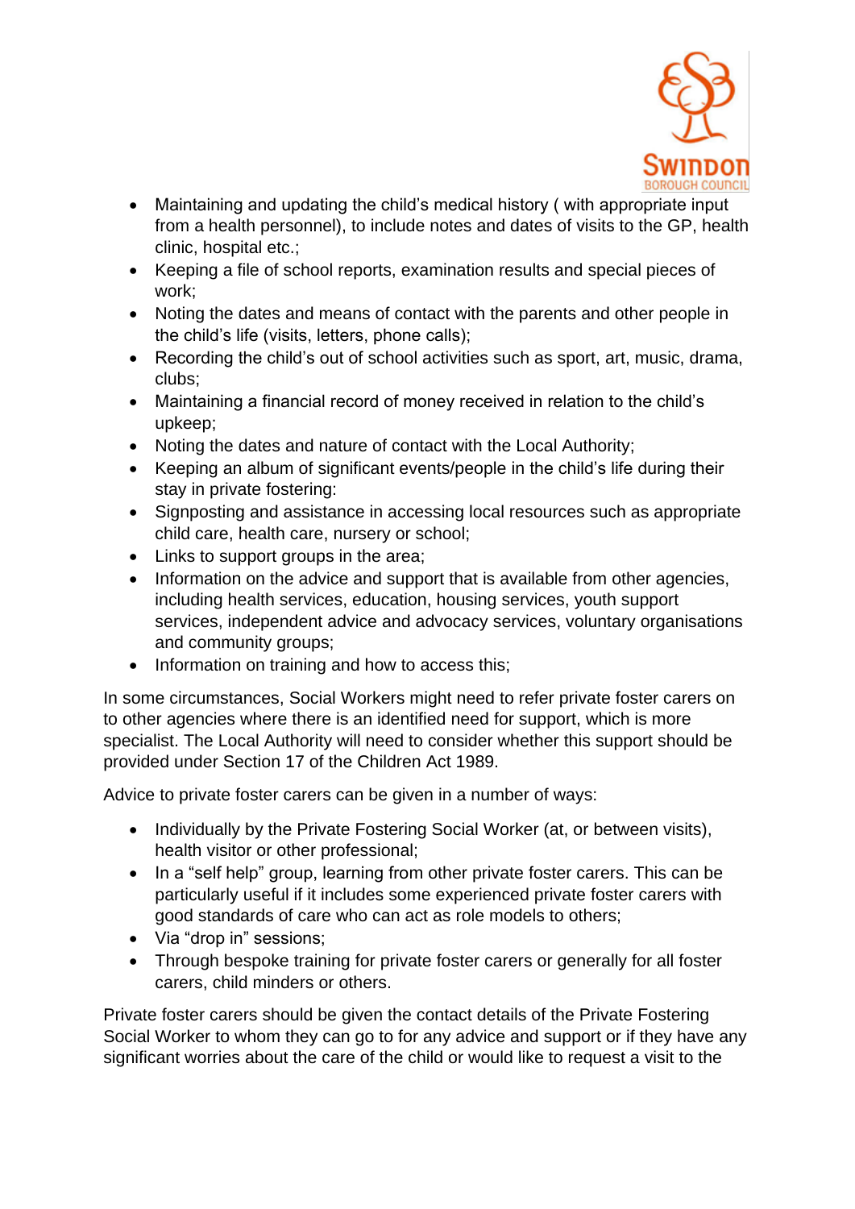- Maintaining and updating the child's medical history ( with appropriate input from a health personnel), to include notes and dates of visits to the GP, health clinic, hospital etc.;
- Keeping a file of school reports, examination results and special pieces of work;
- Noting the dates and means of contact with the parents and other people in the child's life (visits, letters, phone calls);
- Recording the child's out of school activities such as sport, art, music, drama, clubs;
- Maintaining a financial record of money received in relation to the child's upkeep;
- Noting the dates and nature of contact with the Local Authority;
- Keeping an album of significant events/people in the child's life during their stay in private fostering:
- Signposting and assistance in accessing local resources such as appropriate child care, health care, nursery or school;
- Links to support groups in the area;
- Information on the advice and support that is available from other agencies, including health services, education, housing services, youth support services, independent advice and advocacy services, voluntary organisations and community groups;
- Information on training and how to access this;

In some circumstances, Social Workers might need to refer private foster carers on to other agencies where there is an identified need for support, which is more specialist. The Local Authority will need to consider whether this support should be provided under Section 17 of the Children Act 1989.

Advice to private foster carers can be given in a number of ways:

- Individually by the Private Fostering Social Worker (at, or between visits), health visitor or other professional;
- In a "self help" group, learning from other private foster carers. This can be particularly useful if it includes some experienced private foster carers with good standards of care who can act as role models to others;
- Via "drop in" sessions;
- Through bespoke training for private foster carers or generally for all foster carers, child minders or others.

Private foster carers should be given the contact details of the Private Fostering Social Worker to whom they can go to for any advice and support or if they have any significant worries about the care of the child or would like to request a visit to the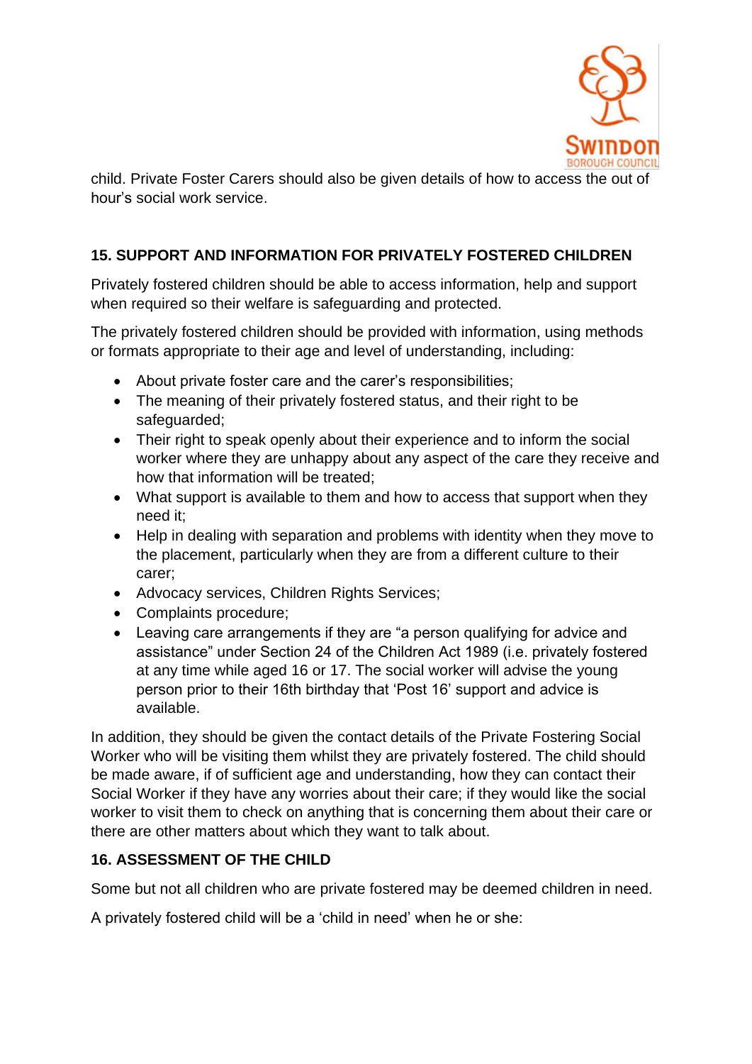child. Private Foster Carers should also be given details of how to access the out of hour's social work service.

## 15. SUPPORT AND INFORMATION FOR PRIVATELY FOSTERED CHILDREN

Privately fostered children should be able to access information, help and support when required so their welfare is safeguarding and protected.

The privately fostered children should be provided with information, using methods or formats appropriate to their age and level of understanding, including:

- About private foster care and the carer's responsibilities;
- The meaning of their privately fostered status, and their right to be safeguarded;
- Their right to speak openly about their experience and to inform the social worker where they are unhappy about any aspect of the care they receive and how that information will be treated;
- What support is available to them and how to access that support when they need it;
- Help in dealing with separation and problems with identity when they move to the placement, particularly when they are from a different culture to their carer;
- Advocacy services, Children Rights Services;
- Complaints procedure;
- Leaving care arrangements if they are "a person qualifying for advice and assistance" under Section 24 of the Children Act 1989 (i.e. privately fostered at any time while aged 16 or 17. The social worker will advise the young person prior to their 16th birthday that 'Post 16' support and advice is available.

In addition, they should be given the contact details of the Private Fostering Social Worker who will be visiting them whilst they are privately fostered. The child should be made aware, if of sufficient age and understanding, how they can contact their Social Worker if they have any worries about their care; if they would like the social worker to visit them to check on anything that is concerning them about their care or there are other matters about which they want to talk about.

## 16. ASSESSMENT OF THE CHILD

Some but not all children who are private fostered may be deemed children in need.

A privately fostered child will be a 'child in need' when he or she: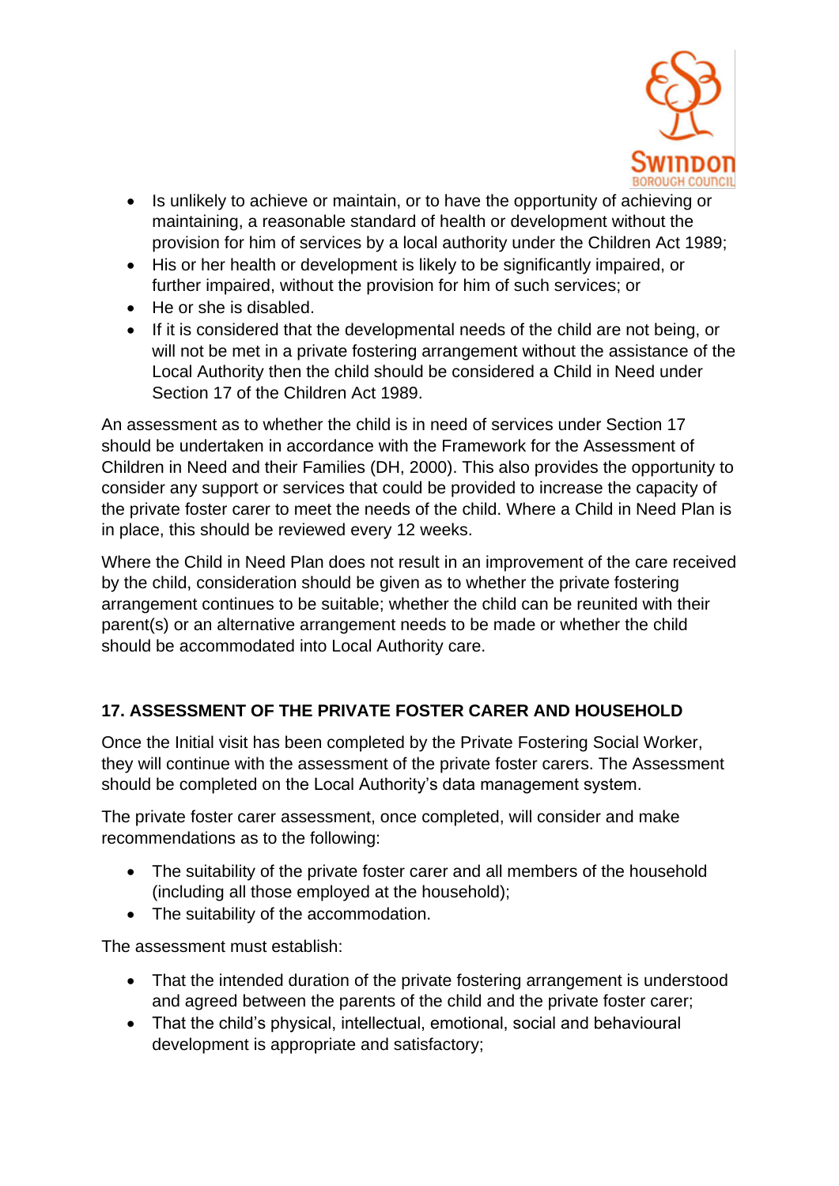- Is unlikely to achieve or maintain, or to have the opportunity of achieving or maintaining, a reasonable standard of health or development without the provision for him of services by a local authority under the Children Act 1989;
- His or her health or development is likely to be significantly impaired, or further impaired, without the provision for him of such services; or
- He or she is disabled.
- If it is considered that the developmental needs of the child are not being, or will not be met in a private fostering arrangement without the assistance of the Local Authority then the child should be considered a Child in Need under Section 17 of the Children Act 1989.

An assessment as to whether the child is in need of services under Section 17 should be undertaken in accordance with the Framework for the Assessment of Children in Need and their Families (DH, 2000). This also provides the opportunity to consider any support or services that could be provided to increase the capacity of the private foster carer to meet the needs of the child. Where a Child in Need Plan is in place, this should be reviewed every 12 weeks.

Where the Child in Need Plan does not result in an improvement of the care received by the child, consideration should be given as to whether the private fostering arrangement continues to be suitable; whether the child can be reunited with their parent(s) or an alternative arrangement needs to be made or whether the child should be accommodated into Local Authority care.

## 17. ASSESSMENT OF THE PRIVATE FOSTER CARER AND HOUSEHOLD

Once the Initial visit has been completed by the Private Fostering Social Worker, they will continue with the assessment of the private foster carers. The Assessment should be completed on the Local Authority's data management system.

The private foster carer assessment, once completed, will consider and make recommendations as to the following:

- The suitability of the private foster carer and all members of the household (including all those employed at the household);
- The suitability of the accommodation.

The assessment must establish:

- That the intended duration of the private fostering arrangement is understood and agreed between the parents of the child and the private foster carer;
- That the child's physical, intellectual, emotional, social and behavioural development is appropriate and satisfactory;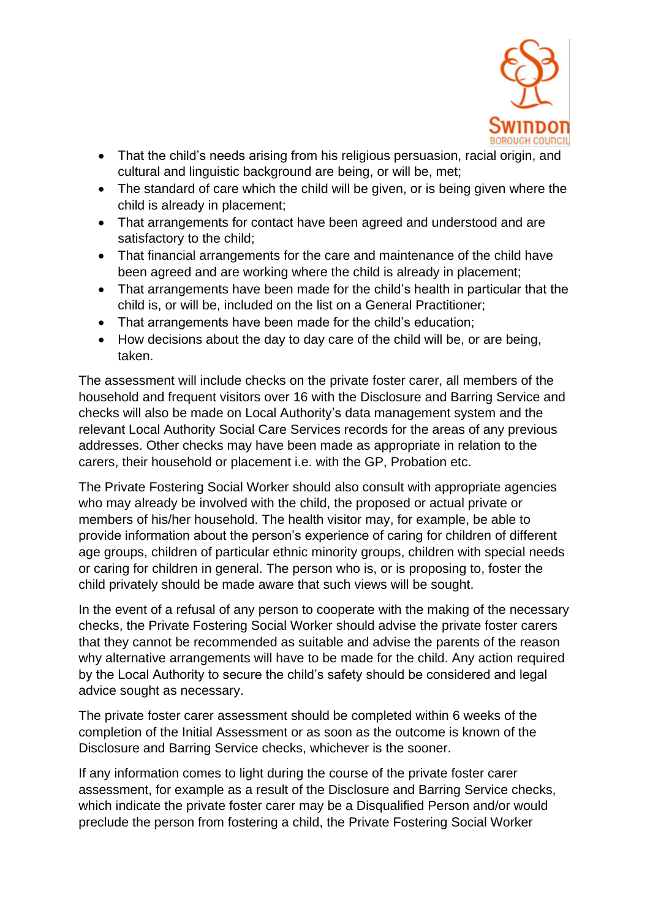- That the child's needs arising from his religious persuasion, racial origin, and cultural and linguistic background are being, or will be, met;
- The standard of care which the child will be given, or is being given where the child is already in placement;
- That arrangements for contact have been agreed and understood and are satisfactory to the child;
- That financial arrangements for the care and maintenance of the child have been agreed and are working where the child is already in placement;
- That arrangements have been made for the child's health in particular that the child is, or will be, included on the list on a General Practitioner;
- That arrangements have been made for the child's education;
- How decisions about the day to day care of the child will be, or are being, taken.

The assessment will include checks on the private foster carer, all members of the household and frequent visitors over 16 with the Disclosure and Barring Service and checks will also be made on Local Authority's data management system and the relevant Local Authority Social Care Services records for the areas of any previous addresses. Other checks may have been made as appropriate in relation to the carers, their household or placement i.e. with the GP, Probation etc.

The Private Fostering Social Worker should also consult with appropriate agencies who may already be involved with the child, the proposed or actual private or members of his/her household. The health visitor may, for example, be able to provide information about the person's experience of caring for children of different age groups, children of particular ethnic minority groups, children with special needs or caring for children in general. The person who is, or is proposing to, foster the child privately should be made aware that such views will be sought.

In the event of a refusal of any person to cooperate with the making of the necessary checks, the Private Fostering Social Worker should advise the private foster carers that they cannot be recommended as suitable and advise the parents of the reason why alternative arrangements will have to be made for the child. Any action required by the Local Authority to secure the child's safety should be considered and legal advice sought as necessary.

The private foster carer assessment should be completed within 6 weeks of the completion of the Initial Assessment or as soon as the outcome is known of the Disclosure and Barring Service checks, whichever is the sooner.

If any information comes to light during the course of the private foster carer assessment, for example as a result of the Disclosure and Barring Service checks, which indicate the private foster carer may be a Disqualified Person and/or would preclude the person from fostering a child, the Private Fostering Social Worker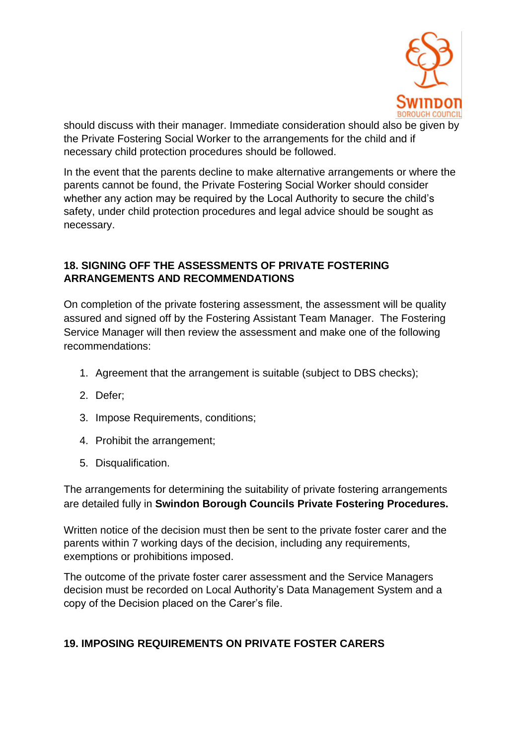should discuss with their manager. Immediate consideration should also be given by the Private Fostering Social Worker to the arrangements for the child and if necessary child protection procedures should be followed.

In the event that the parents decline to make alternative arrangements or where the parents cannot be found, the Private Fostering Social Worker should consider whether any action may be required by the Local Authority to secure the child's safety, under child protection procedures and legal advice should be sought as necessary.

## 18. SIGNING OFF THE ASSESSMENTS OF PRIVATE FOSTERING ARRANGEMENTS AND RECOMMENDATIONS

On completion of the private fostering assessment, the assessment will be quality assured and signed off by the Fostering Assistant Team Manager. The Fostering Service Manager will then review the assessment and make one of the following recommendations:

1. Agreement that the arrangement is suitable (subject to DBS checks);
2. Defer;
3. Impose Requirements, conditions;
4. Prohibit the arrangement;
5. Disqualification.

The arrangements for determining the suitability of private fostering arrangements are detailed fully in **Swindon Borough Councils Private Fostering Procedures.**

Written notice of the decision must then be sent to the private foster carer and the parents within 7 working days of the decision, including any requirements, exemptions or prohibitions imposed.

The outcome of the private foster carer assessment and the Service Managers decision must be recorded on Local Authority's Data Management System and a copy of the Decision placed on the Carer's file.

## 19. IMPOSING REQUIREMENTS ON PRIVATE FOSTER CARERS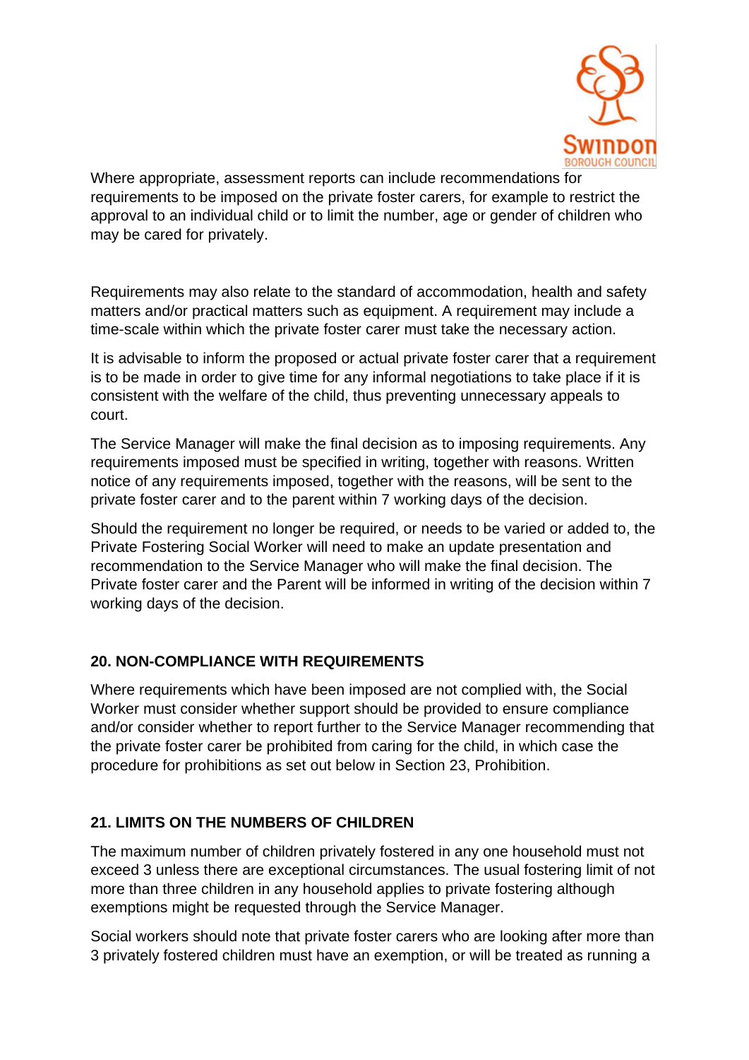Where appropriate, assessment reports can include recommendations for requirements to be imposed on the private foster carers, for example to restrict the approval to an individual child or to limit the number, age or gender of children who may be cared for privately.

Requirements may also relate to the standard of accommodation, health and safety matters and/or practical matters such as equipment. A requirement may include a time-scale within which the private foster carer must take the necessary action.

It is advisable to inform the proposed or actual private foster carer that a requirement is to be made in order to give time for any informal negotiations to take place if it is consistent with the welfare of the child, thus preventing unnecessary appeals to court.

The Service Manager will make the final decision as to imposing requirements. Any requirements imposed must be specified in writing, together with reasons. Written notice of any requirements imposed, together with the reasons, will be sent to the private foster carer and to the parent within 7 working days of the decision.

Should the requirement no longer be required, or needs to be varied or added to, the Private Fostering Social Worker will need to make an update presentation and recommendation to the Service Manager who will make the final decision. The Private foster carer and the Parent will be informed in writing of the decision within 7 working days of the decision.

## 20. NON-COMPLIANCE WITH REQUIREMENTS

Where requirements which have been imposed are not complied with, the Social Worker must consider whether support should be provided to ensure compliance and/or consider whether to report further to the Service Manager recommending that the private foster carer be prohibited from caring for the child, in which case the procedure for prohibitions as set out below in Section 23, Prohibition.

## 21. LIMITS ON THE NUMBERS OF CHILDREN

The maximum number of children privately fostered in any one household must not exceed 3 unless there are exceptional circumstances. The usual fostering limit of not more than three children in any household applies to private fostering although exemptions might be requested through the Service Manager.

Social workers should note that private foster carers who are looking after more than 3 privately fostered children must have an exemption, or will be treated as running a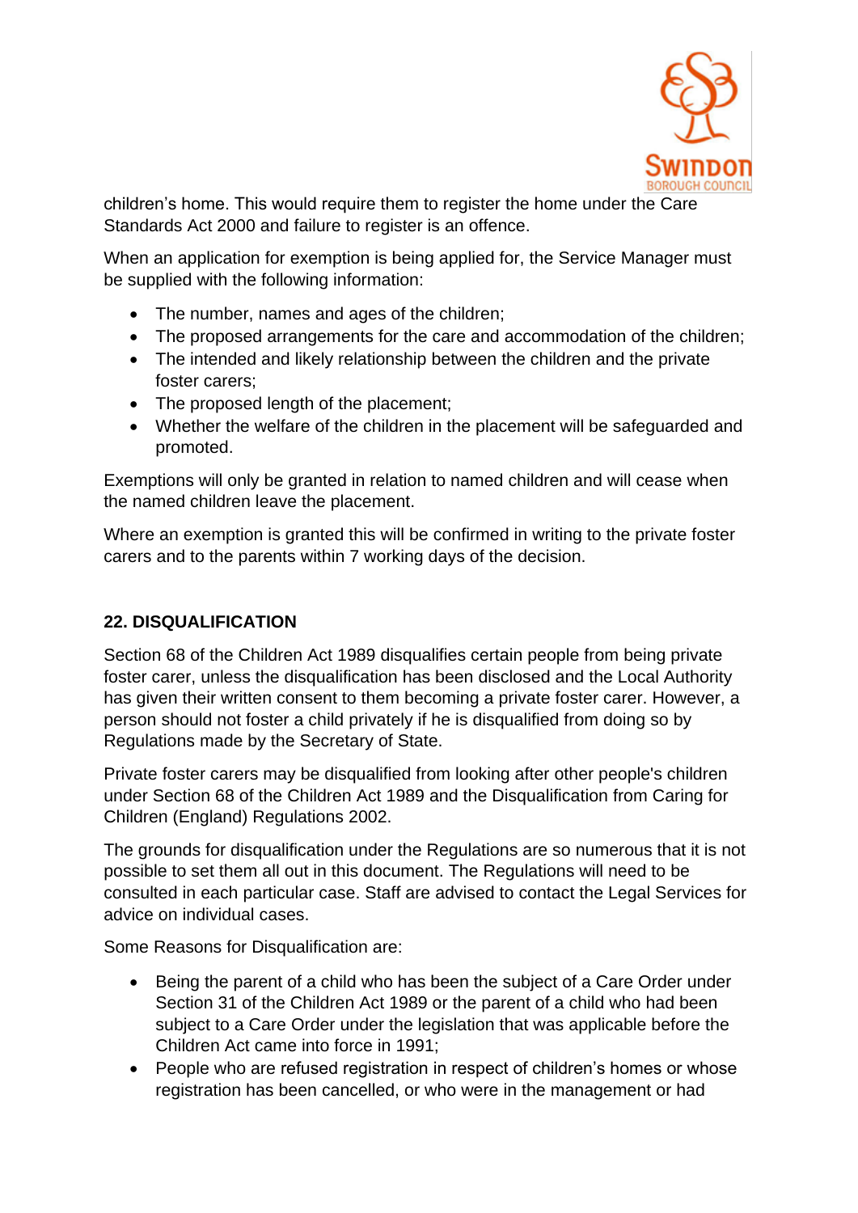children's home. This would require them to register the home under the Care Standards Act 2000 and failure to register is an offence.

When an application for exemption is being applied for, the Service Manager must be supplied with the following information:

- The number, names and ages of the children;
- The proposed arrangements for the care and accommodation of the children;
- The intended and likely relationship between the children and the private foster carers;
- The proposed length of the placement;
- Whether the welfare of the children in the placement will be safeguarded and promoted.

Exemptions will only be granted in relation to named children and will cease when the named children leave the placement.

Where an exemption is granted this will be confirmed in writing to the private foster carers and to the parents within 7 working days of the decision.

## 22. DISQUALIFICATION

Section 68 of the Children Act 1989 disqualifies certain people from being private foster carer, unless the disqualification has been disclosed and the Local Authority has given their written consent to them becoming a private foster carer. However, a person should not foster a child privately if he is disqualified from doing so by Regulations made by the Secretary of State.

Private foster carers may be disqualified from looking after other people's children under Section 68 of the Children Act 1989 and the Disqualification from Caring for Children (England) Regulations 2002.

The grounds for disqualification under the Regulations are so numerous that it is not possible to set them all out in this document. The Regulations will need to be consulted in each particular case. Staff are advised to contact the Legal Services for advice on individual cases.

Some Reasons for Disqualification are:

- Being the parent of a child who has been the subject of a Care Order under Section 31 of the Children Act 1989 or the parent of a child who had been subject to a Care Order under the legislation that was applicable before the Children Act came into force in 1991;
- People who are refused registration in respect of children's homes or whose registration has been cancelled, or who were in the management or had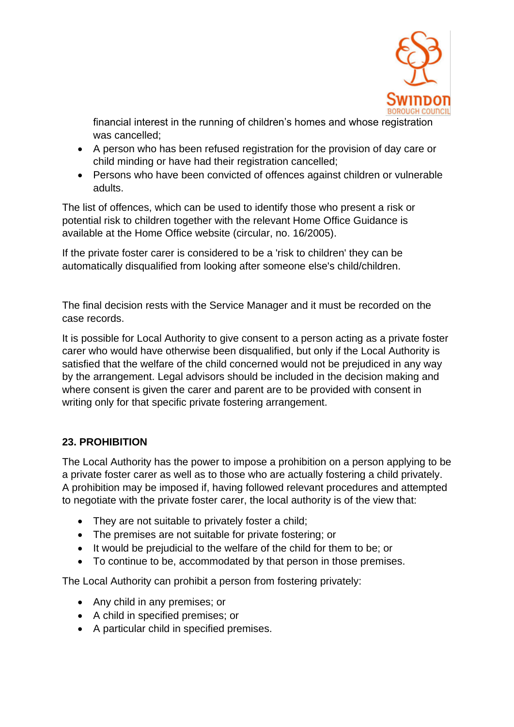financial interest in the running of children's homes and whose registration was cancelled;

- A person who has been refused registration for the provision of day care or child minding or have had their registration cancelled;
- Persons who have been convicted of offences against children or vulnerable adults.

The list of offences, which can be used to identify those who present a risk or potential risk to children together with the relevant Home Office Guidance is available at the Home Office website (circular, no. 16/2005).

If the private foster carer is considered to be a 'risk to children' they can be automatically disqualified from looking after someone else's child/children.

The final decision rests with the Service Manager and it must be recorded on the case records.

It is possible for Local Authority to give consent to a person acting as a private foster carer who would have otherwise been disqualified, but only if the Local Authority is satisfied that the welfare of the child concerned would not be prejudiced in any way by the arrangement. Legal advisors should be included in the decision making and where consent is given the carer and parent are to be provided with consent in writing only for that specific private fostering arrangement.

## 23. PROHIBITION

The Local Authority has the power to impose a prohibition on a person applying to be a private foster carer as well as to those who are actually fostering a child privately. A prohibition may be imposed if, having followed relevant procedures and attempted to negotiate with the private foster carer, the local authority is of the view that:

- They are not suitable to privately foster a child;
- The premises are not suitable for private fostering; or
- It would be prejudicial to the welfare of the child for them to be; or
- To continue to be, accommodated by that person in those premises.

The Local Authority can prohibit a person from fostering privately:

- Any child in any premises; or
- A child in specified premises; or
- A particular child in specified premises.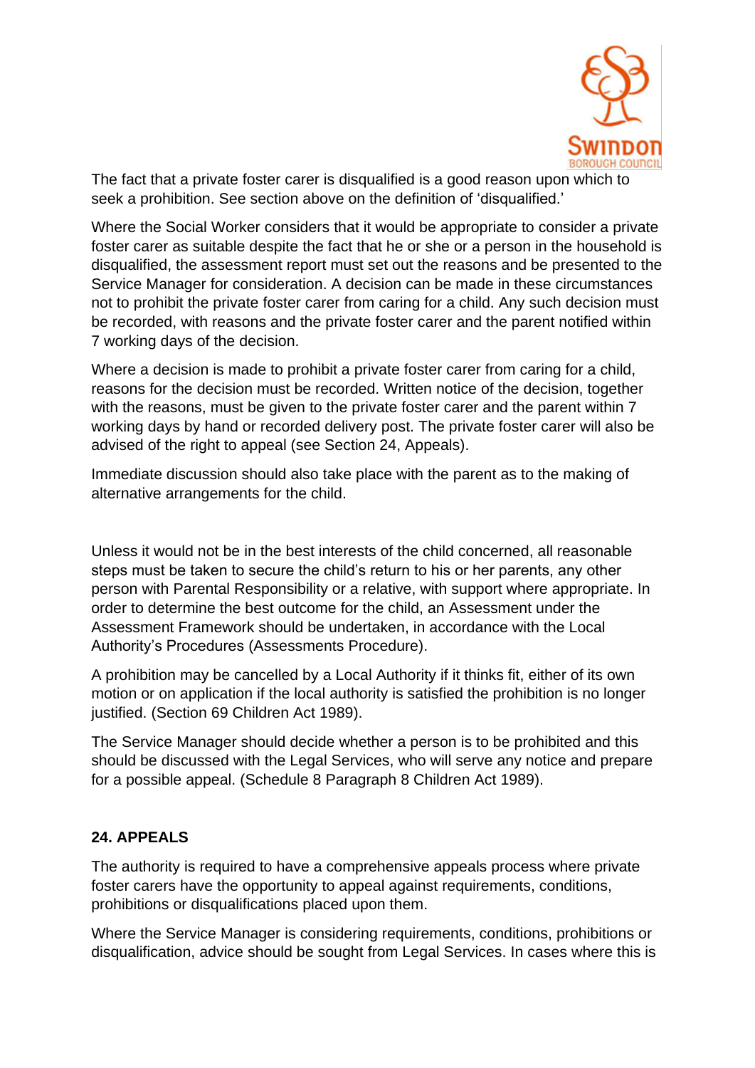The fact that a private foster carer is disqualified is a good reason upon which to seek a prohibition. See section above on the definition of 'disqualified.'

Where the Social Worker considers that it would be appropriate to consider a private foster carer as suitable despite the fact that he or she or a person in the household is disqualified, the assessment report must set out the reasons and be presented to the Service Manager for consideration. A decision can be made in these circumstances not to prohibit the private foster carer from caring for a child. Any such decision must be recorded, with reasons and the private foster carer and the parent notified within 7 working days of the decision.

Where a decision is made to prohibit a private foster carer from caring for a child, reasons for the decision must be recorded. Written notice of the decision, together with the reasons, must be given to the private foster carer and the parent within 7 working days by hand or recorded delivery post. The private foster carer will also be advised of the right to appeal (see Section 24, Appeals).

Immediate discussion should also take place with the parent as to the making of alternative arrangements for the child.

Unless it would not be in the best interests of the child concerned, all reasonable steps must be taken to secure the child's return to his or her parents, any other person with Parental Responsibility or a relative, with support where appropriate. In order to determine the best outcome for the child, an Assessment under the Assessment Framework should be undertaken, in accordance with the Local Authority's Procedures (Assessments Procedure).

A prohibition may be cancelled by a Local Authority if it thinks fit, either of its own motion or on application if the local authority is satisfied the prohibition is no longer justified. (Section 69 Children Act 1989).

The Service Manager should decide whether a person is to be prohibited and this should be discussed with the Legal Services, who will serve any notice and prepare for a possible appeal. (Schedule 8 Paragraph 8 Children Act 1989).

## 24. APPEALS

The authority is required to have a comprehensive appeals process where private foster carers have the opportunity to appeal against requirements, conditions, prohibitions or disqualifications placed upon them.

Where the Service Manager is considering requirements, conditions, prohibitions or disqualification, advice should be sought from Legal Services. In cases where this is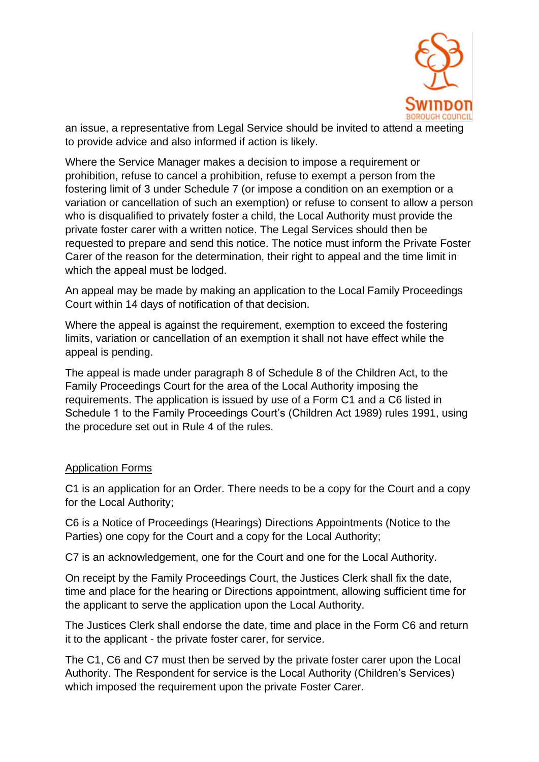an issue, a representative from Legal Service should be invited to attend a meeting to provide advice and also informed if action is likely.

Where the Service Manager makes a decision to impose a requirement or prohibition, refuse to cancel a prohibition, refuse to exempt a person from the fostering limit of 3 under Schedule 7 (or impose a condition on an exemption or a variation or cancellation of such an exemption) or refuse to consent to allow a person who is disqualified to privately foster a child, the Local Authority must provide the private foster carer with a written notice. The Legal Services should then be requested to prepare and send this notice. The notice must inform the Private Foster Carer of the reason for the determination, their right to appeal and the time limit in which the appeal must be lodged.

An appeal may be made by making an application to the Local Family Proceedings Court within 14 days of notification of that decision.

Where the appeal is against the requirement, exemption to exceed the fostering limits, variation or cancellation of an exemption it shall not have effect while the appeal is pending.

The appeal is made under paragraph 8 of Schedule 8 of the Children Act, to the Family Proceedings Court for the area of the Local Authority imposing the requirements. The application is issued by use of a Form C1 and a C6 listed in Schedule 1 to the Family Proceedings Court's (Children Act 1989) rules 1991, using the procedure set out in Rule 4 of the rules.

<u>Application Forms</u>

C1 is an application for an Order. There needs to be a copy for the Court and a copy for the Local Authority;

C6 is a Notice of Proceedings (Hearings) Directions Appointments (Notice to the Parties) one copy for the Court and a copy for the Local Authority;

C7 is an acknowledgement, one for the Court and one for the Local Authority.

On receipt by the Family Proceedings Court, the Justices Clerk shall fix the date, time and place for the hearing or Directions appointment, allowing sufficient time for the applicant to serve the application upon the Local Authority.

The Justices Clerk shall endorse the date, time and place in the Form C6 and return it to the applicant - the private foster carer, for service.

The C1, C6 and C7 must then be served by the private foster carer upon the Local Authority. The Respondent for service is the Local Authority (Children's Services) which imposed the requirement upon the private Foster Carer.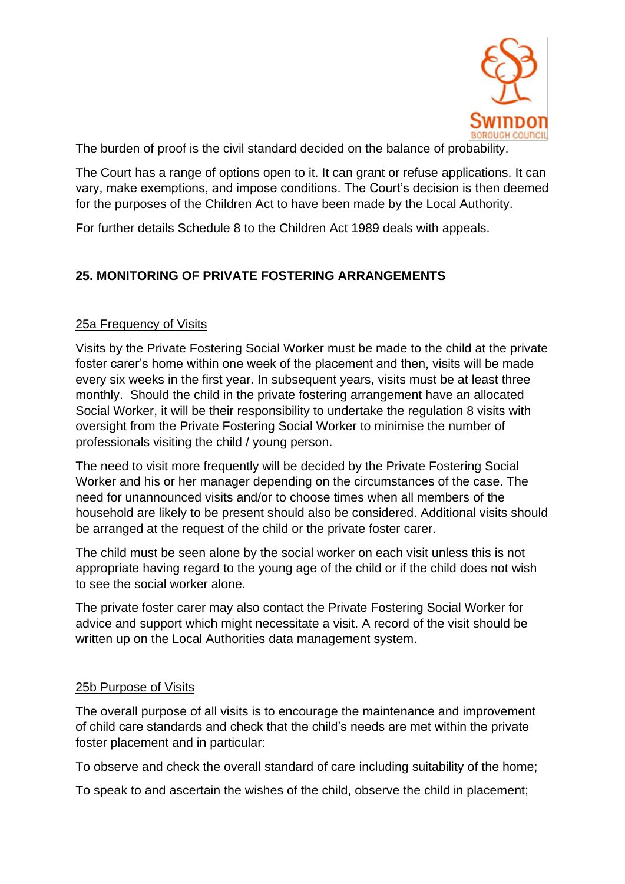The burden of proof is the civil standard decided on the balance of probability.

The Court has a range of options open to it. It can grant or refuse applications. It can vary, make exemptions, and impose conditions. The Court's decision is then deemed for the purposes of the Children Act to have been made by the Local Authority.

For further details Schedule 8 to the Children Act 1989 deals with appeals.

## 25. MONITORING OF PRIVATE FOSTERING ARRANGEMENTS

### 25a Frequency of Visits

Visits by the Private Fostering Social Worker must be made to the child at the private foster carer's home within one week of the placement and then, visits will be made every six weeks in the first year. In subsequent years, visits must be at least three monthly. Should the child in the private fostering arrangement have an allocated Social Worker, it will be their responsibility to undertake the regulation 8 visits with oversight from the Private Fostering Social Worker to minimise the number of professionals visiting the child / young person.

The need to visit more frequently will be decided by the Private Fostering Social Worker and his or her manager depending on the circumstances of the case. The need for unannounced visits and/or to choose times when all members of the household are likely to be present should also be considered. Additional visits should be arranged at the request of the child or the private foster carer.

The child must be seen alone by the social worker on each visit unless this is not appropriate having regard to the young age of the child or if the child does not wish to see the social worker alone.

The private foster carer may also contact the Private Fostering Social Worker for advice and support which might necessitate a visit. A record of the visit should be written up on the Local Authorities data management system.

### 25b Purpose of Visits

The overall purpose of all visits is to encourage the maintenance and improvement of child care standards and check that the child's needs are met within the private foster placement and in particular:

To observe and check the overall standard of care including suitability of the home;

To speak to and ascertain the wishes of the child, observe the child in placement;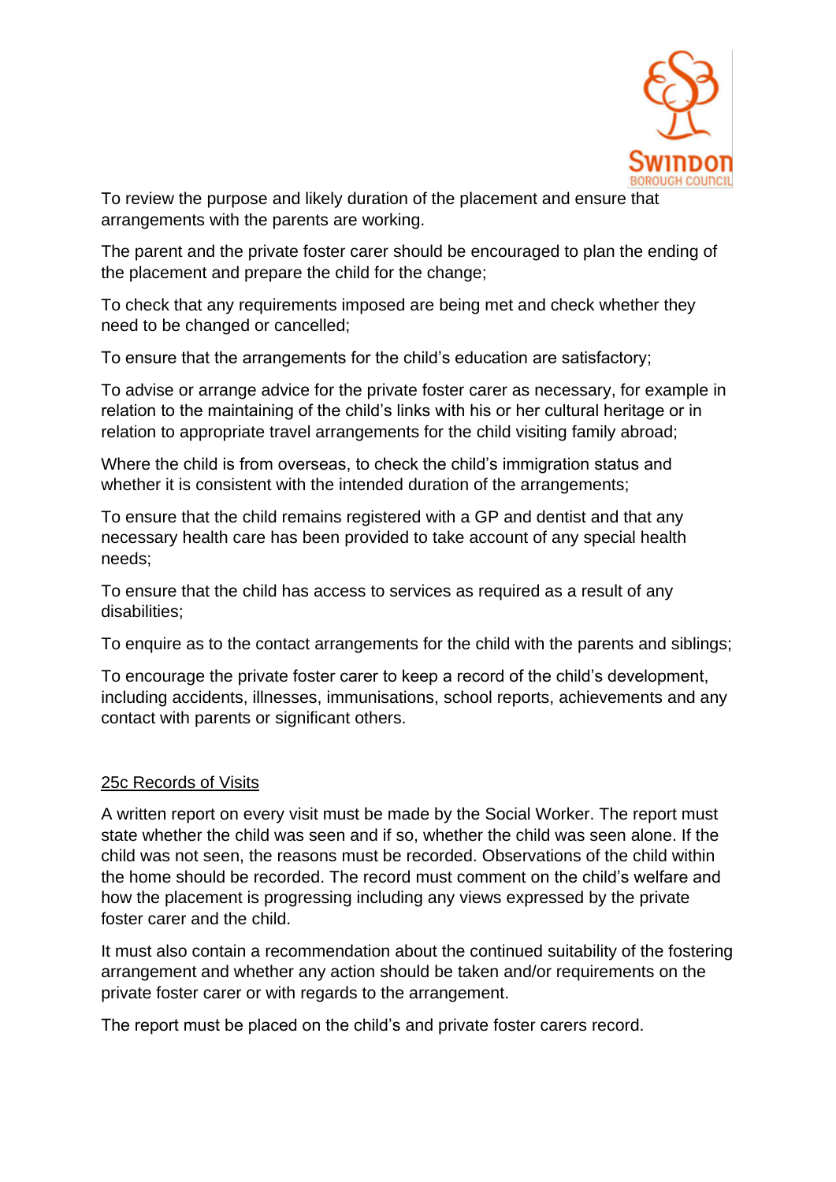To review the purpose and likely duration of the placement and ensure that arrangements with the parents are working.

The parent and the private foster carer should be encouraged to plan the ending of the placement and prepare the child for the change;

To check that any requirements imposed are being met and check whether they need to be changed or cancelled;

To ensure that the arrangements for the child's education are satisfactory;

To advise or arrange advice for the private foster carer as necessary, for example in relation to the maintaining of the child's links with his or her cultural heritage or in relation to appropriate travel arrangements for the child visiting family abroad;

Where the child is from overseas, to check the child's immigration status and whether it is consistent with the intended duration of the arrangements;

To ensure that the child remains registered with a GP and dentist and that any necessary health care has been provided to take account of any special health needs;

To ensure that the child has access to services as required as a result of any disabilities;

To enquire as to the contact arrangements for the child with the parents and siblings;

To encourage the private foster carer to keep a record of the child's development, including accidents, illnesses, immunisations, school reports, achievements and any contact with parents or significant others.

## 25c Records of Visits

A written report on every visit must be made by the Social Worker. The report must state whether the child was seen and if so, whether the child was seen alone. If the child was not seen, the reasons must be recorded. Observations of the child within the home should be recorded. The record must comment on the child's welfare and how the placement is progressing including any views expressed by the private foster carer and the child.

It must also contain a recommendation about the continued suitability of the fostering arrangement and whether any action should be taken and/or requirements on the private foster carer or with regards to the arrangement.

The report must be placed on the child's and private foster carers record.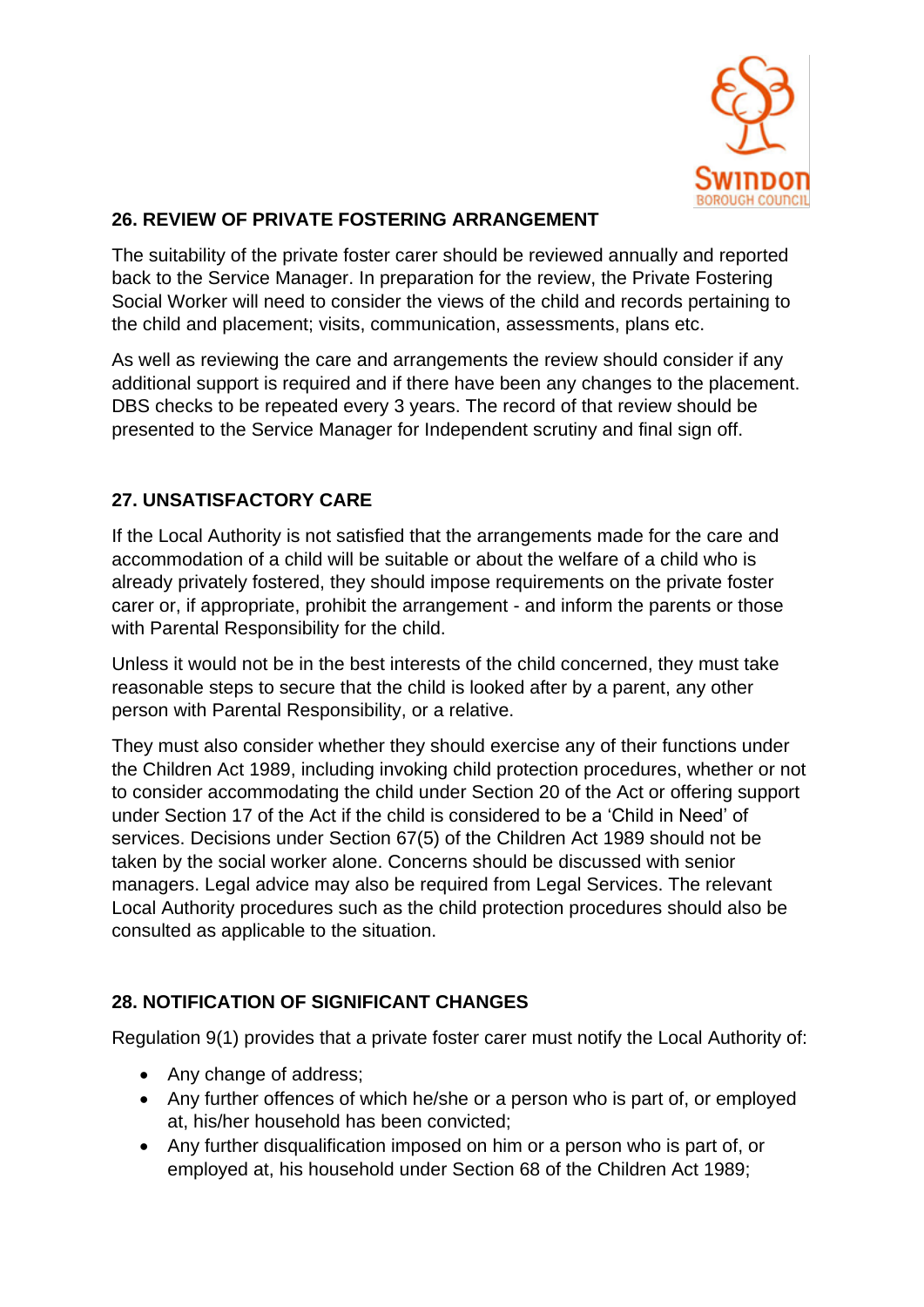## 26. REVIEW OF PRIVATE FOSTERING ARRANGEMENT

The suitability of the private foster carer should be reviewed annually and reported back to the Service Manager. In preparation for the review, the Private Fostering Social Worker will need to consider the views of the child and records pertaining to the child and placement; visits, communication, assessments, plans etc.

As well as reviewing the care and arrangements the review should consider if any additional support is required and if there have been any changes to the placement. DBS checks to be repeated every 3 years. The record of that review should be presented to the Service Manager for Independent scrutiny and final sign off.

## 27. UNSATISFACTORY CARE

If the Local Authority is not satisfied that the arrangements made for the care and accommodation of a child will be suitable or about the welfare of a child who is already privately fostered, they should impose requirements on the private foster carer or, if appropriate, prohibit the arrangement - and inform the parents or those with Parental Responsibility for the child.

Unless it would not be in the best interests of the child concerned, they must take reasonable steps to secure that the child is looked after by a parent, any other person with Parental Responsibility, or a relative.

They must also consider whether they should exercise any of their functions under the Children Act 1989, including invoking child protection procedures, whether or not to consider accommodating the child under Section 20 of the Act or offering support under Section 17 of the Act if the child is considered to be a 'Child in Need' of services. Decisions under Section 67(5) of the Children Act 1989 should not be taken by the social worker alone. Concerns should be discussed with senior managers. Legal advice may also be required from Legal Services. The relevant Local Authority procedures such as the child protection procedures should also be consulted as applicable to the situation.

## 28. NOTIFICATION OF SIGNIFICANT CHANGES

Regulation 9(1) provides that a private foster carer must notify the Local Authority of:

- Any change of address;
- Any further offences of which he/she or a person who is part of, or employed at, his/her household has been convicted;
- Any further disqualification imposed on him or a person who is part of, or employed at, his household under Section 68 of the Children Act 1989;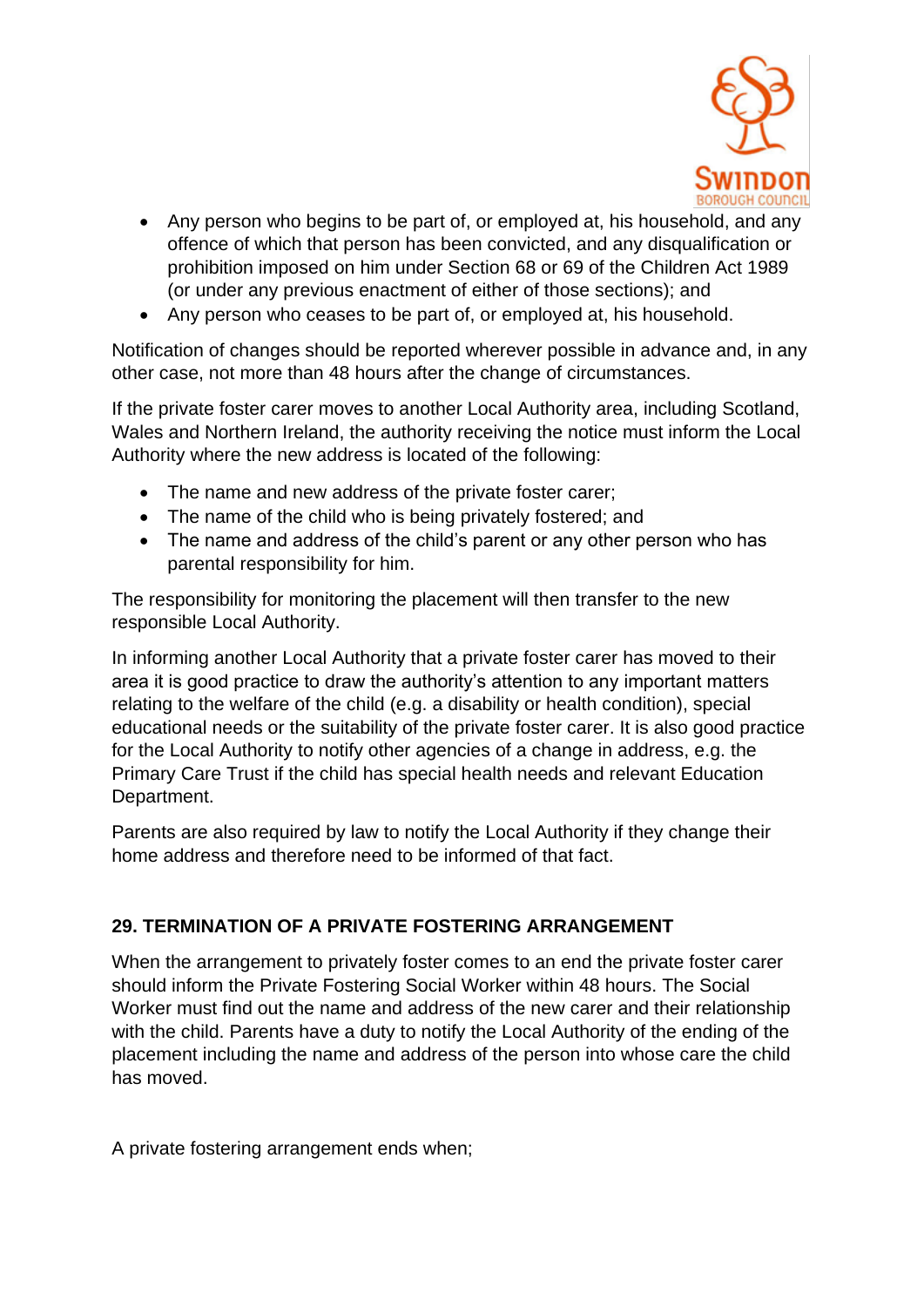- Any person who begins to be part of, or employed at, his household, and any offence of which that person has been convicted, and any disqualification or prohibition imposed on him under Section 68 or 69 of the Children Act 1989 (or under any previous enactment of either of those sections); and
- Any person who ceases to be part of, or employed at, his household.

Notification of changes should be reported wherever possible in advance and, in any other case, not more than 48 hours after the change of circumstances.

If the private foster carer moves to another Local Authority area, including Scotland, Wales and Northern Ireland, the authority receiving the notice must inform the Local Authority where the new address is located of the following:

- The name and new address of the private foster carer;
- The name of the child who is being privately fostered; and
- The name and address of the child's parent or any other person who has parental responsibility for him.

The responsibility for monitoring the placement will then transfer to the new responsible Local Authority.

In informing another Local Authority that a private foster carer has moved to their area it is good practice to draw the authority's attention to any important matters relating to the welfare of the child (e.g. a disability or health condition), special educational needs or the suitability of the private foster carer. It is also good practice for the Local Authority to notify other agencies of a change in address, e.g. the Primary Care Trust if the child has special health needs and relevant Education Department.

Parents are also required by law to notify the Local Authority if they change their home address and therefore need to be informed of that fact.

## 29. TERMINATION OF A PRIVATE FOSTERING ARRANGEMENT

When the arrangement to privately foster comes to an end the private foster carer should inform the Private Fostering Social Worker within 48 hours. The Social Worker must find out the name and address of the new carer and their relationship with the child. Parents have a duty to notify the Local Authority of the ending of the placement including the name and address of the person into whose care the child has moved.

A private fostering arrangement ends when;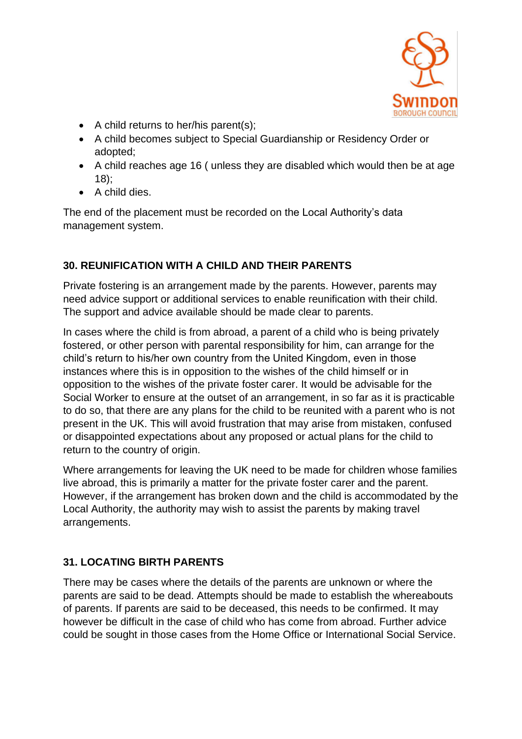- A child returns to her/his parent(s);
- A child becomes subject to Special Guardianship or Residency Order or adopted;
- A child reaches age 16 ( unless they are disabled which would then be at age 18);
- A child dies.

The end of the placement must be recorded on the Local Authority's data management system.

## 30. REUNIFICATION WITH A CHILD AND THEIR PARENTS

Private fostering is an arrangement made by the parents. However, parents may need advice support or additional services to enable reunification with their child. The support and advice available should be made clear to parents.

In cases where the child is from abroad, a parent of a child who is being privately fostered, or other person with parental responsibility for him, can arrange for the child's return to his/her own country from the United Kingdom, even in those instances where this is in opposition to the wishes of the child himself or in opposition to the wishes of the private foster carer. It would be advisable for the Social Worker to ensure at the outset of an arrangement, in so far as it is practicable to do so, that there are any plans for the child to be reunited with a parent who is not present in the UK. This will avoid frustration that may arise from mistaken, confused or disappointed expectations about any proposed or actual plans for the child to return to the country of origin.

Where arrangements for leaving the UK need to be made for children whose families live abroad, this is primarily a matter for the private foster carer and the parent. However, if the arrangement has broken down and the child is accommodated by the Local Authority, the authority may wish to assist the parents by making travel arrangements.

## 31. LOCATING BIRTH PARENTS

There may be cases where the details of the parents are unknown or where the parents are said to be dead. Attempts should be made to establish the whereabouts of parents. If parents are said to be deceased, this needs to be confirmed. It may however be difficult in the case of child who has come from abroad. Further advice could be sought in those cases from the Home Office or International Social Service.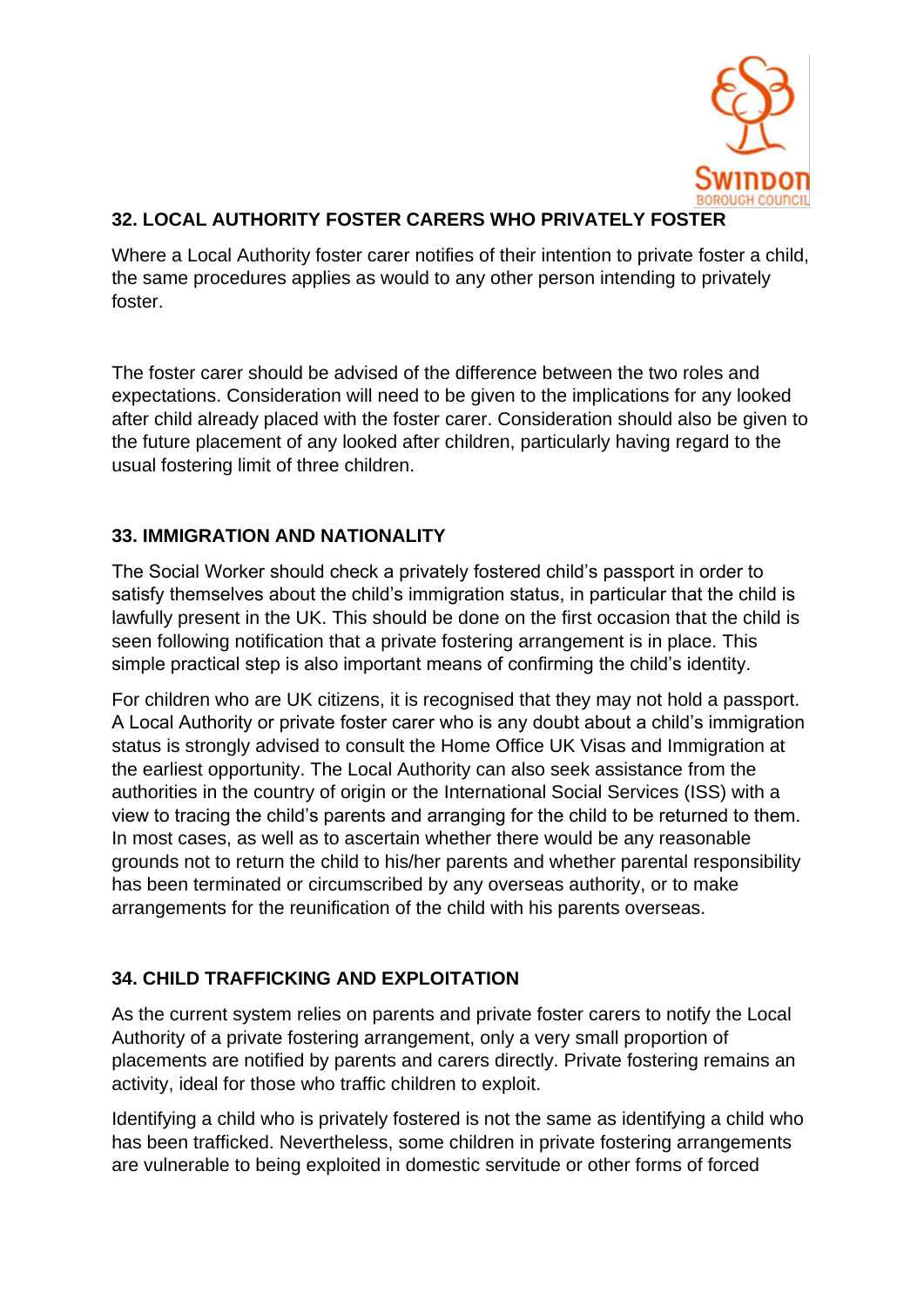## 32. LOCAL AUTHORITY FOSTER CARERS WHO PRIVATELY FOSTER

Where a Local Authority foster carer notifies of their intention to private foster a child, the same procedures applies as would to any other person intending to privately foster.

The foster carer should be advised of the difference between the two roles and expectations. Consideration will need to be given to the implications for any looked after child already placed with the foster carer. Consideration should also be given to the future placement of any looked after children, particularly having regard to the usual fostering limit of three children.

## 33. IMMIGRATION AND NATIONALITY

The Social Worker should check a privately fostered child's passport in order to satisfy themselves about the child's immigration status, in particular that the child is lawfully present in the UK. This should be done on the first occasion that the child is seen following notification that a private fostering arrangement is in place. This simple practical step is also important means of confirming the child's identity.

For children who are UK citizens, it is recognised that they may not hold a passport. A Local Authority or private foster carer who is any doubt about a child's immigration status is strongly advised to consult the Home Office UK Visas and Immigration at the earliest opportunity. The Local Authority can also seek assistance from the authorities in the country of origin or the International Social Services (ISS) with a view to tracing the child's parents and arranging for the child to be returned to them. In most cases, as well as to ascertain whether there would be any reasonable grounds not to return the child to his/her parents and whether parental responsibility has been terminated or circumscribed by any overseas authority, or to make arrangements for the reunification of the child with his parents overseas.

## 34. CHILD TRAFFICKING AND EXPLOITATION

As the current system relies on parents and private foster carers to notify the Local Authority of a private fostering arrangement, only a very small proportion of placements are notified by parents and carers directly. Private fostering remains an activity, ideal for those who traffic children to exploit.

Identifying a child who is privately fostered is not the same as identifying a child who has been trafficked. Nevertheless, some children in private fostering arrangements are vulnerable to being exploited in domestic servitude or other forms of forced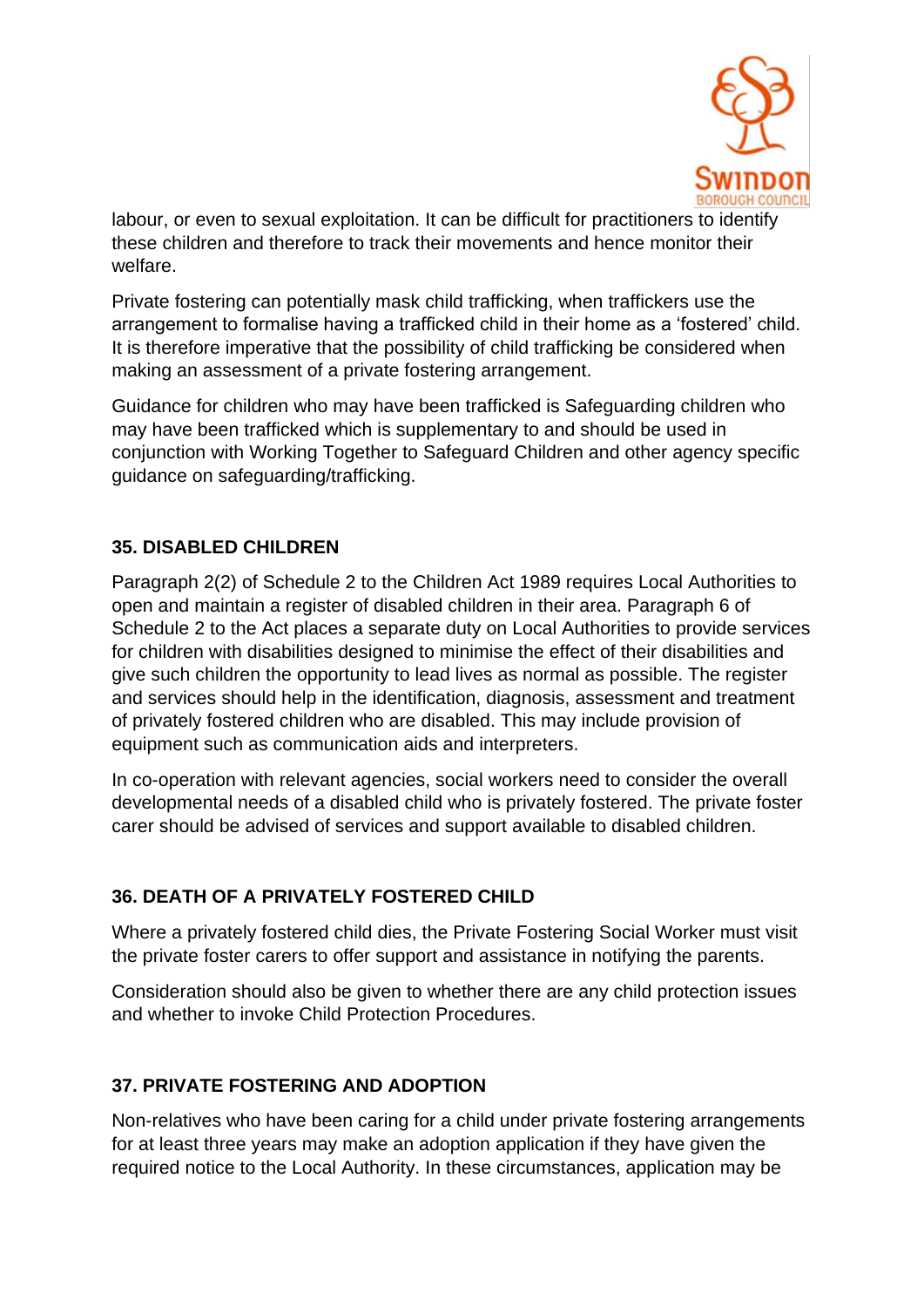labour, or even to sexual exploitation. It can be difficult for practitioners to identify these children and therefore to track their movements and hence monitor their welfare.

Private fostering can potentially mask child trafficking, when traffickers use the arrangement to formalise having a trafficked child in their home as a 'fostered' child. It is therefore imperative that the possibility of child trafficking be considered when making an assessment of a private fostering arrangement.

Guidance for children who may have been trafficked is Safeguarding children who may have been trafficked which is supplementary to and should be used in conjunction with Working Together to Safeguard Children and other agency specific guidance on safeguarding/trafficking.

### 35. DISABLED CHILDREN

Paragraph 2(2) of Schedule 2 to the Children Act 1989 requires Local Authorities to open and maintain a register of disabled children in their area. Paragraph 6 of Schedule 2 to the Act places a separate duty on Local Authorities to provide services for children with disabilities designed to minimise the effect of their disabilities and give such children the opportunity to lead lives as normal as possible. The register and services should help in the identification, diagnosis, assessment and treatment of privately fostered children who are disabled. This may include provision of equipment such as communication aids and interpreters.

In co-operation with relevant agencies, social workers need to consider the overall developmental needs of a disabled child who is privately fostered. The private foster carer should be advised of services and support available to disabled children.

### 36. DEATH OF A PRIVATELY FOSTERED CHILD

Where a privately fostered child dies, the Private Fostering Social Worker must visit the private foster carers to offer support and assistance in notifying the parents.

Consideration should also be given to whether there are any child protection issues and whether to invoke Child Protection Procedures.

### 37. PRIVATE FOSTERING AND ADOPTION

Non-relatives who have been caring for a child under private fostering arrangements for at least three years may make an adoption application if they have given the required notice to the Local Authority. In these circumstances, application may be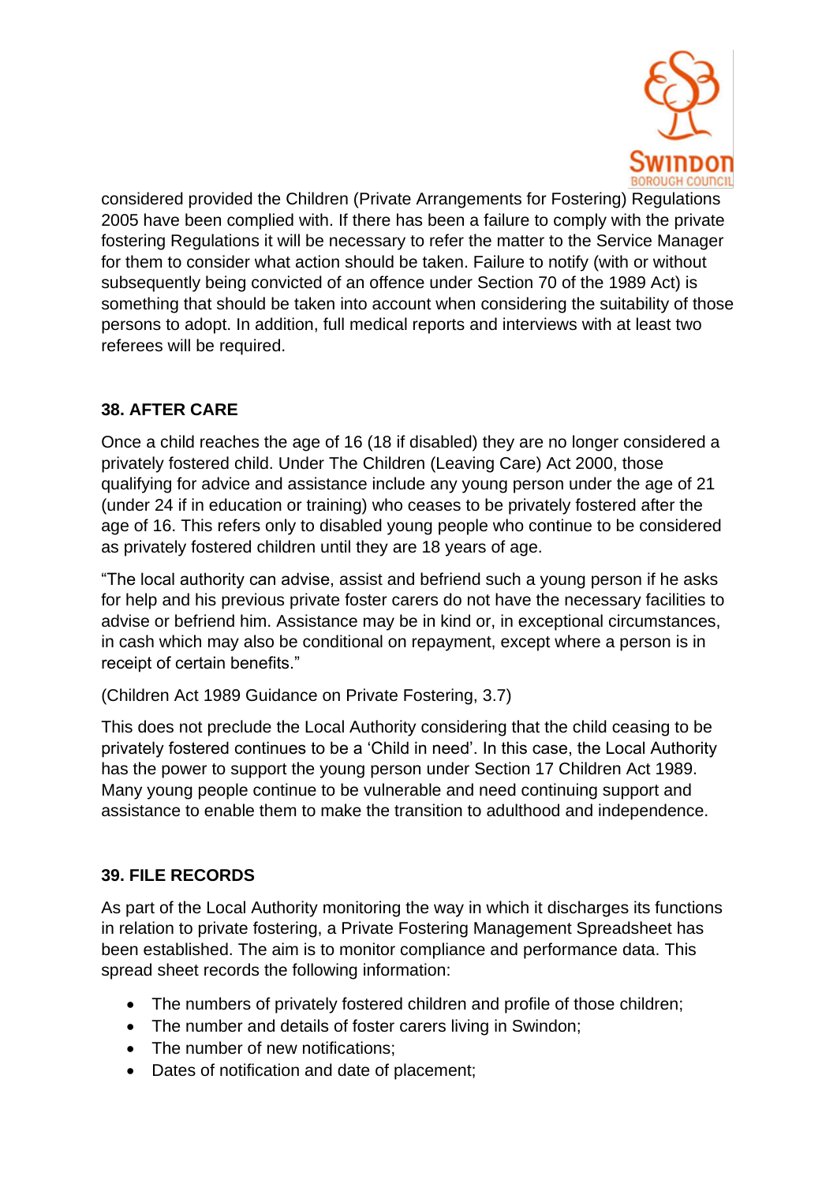considered provided the Children (Private Arrangements for Fostering) Regulations 2005 have been complied with. If there has been a failure to comply with the private fostering Regulations it will be necessary to refer the matter to the Service Manager for them to consider what action should be taken. Failure to notify (with or without subsequently being convicted of an offence under Section 70 of the 1989 Act) is something that should be taken into account when considering the suitability of those persons to adopt. In addition, full medical reports and interviews with at least two referees will be required.

## 38. AFTER CARE

Once a child reaches the age of 16 (18 if disabled) they are no longer considered a privately fostered child. Under The Children (Leaving Care) Act 2000, those qualifying for advice and assistance include any young person under the age of 21 (under 24 if in education or training) who ceases to be privately fostered after the age of 16. This refers only to disabled young people who continue to be considered as privately fostered children until they are 18 years of age.

"The local authority can advise, assist and befriend such a young person if he asks for help and his previous private foster carers do not have the necessary facilities to advise or befriend him. Assistance may be in kind or, in exceptional circumstances, in cash which may also be conditional on repayment, except where a person is in receipt of certain benefits."

(Children Act 1989 Guidance on Private Fostering, 3.7)

This does not preclude the Local Authority considering that the child ceasing to be privately fostered continues to be a 'Child in need'. In this case, the Local Authority has the power to support the young person under Section 17 Children Act 1989. Many young people continue to be vulnerable and need continuing support and assistance to enable them to make the transition to adulthood and independence.

## 39. FILE RECORDS

As part of the Local Authority monitoring the way in which it discharges its functions in relation to private fostering, a Private Fostering Management Spreadsheet has been established. The aim is to monitor compliance and performance data. This spread sheet records the following information:

- The numbers of privately fostered children and profile of those children;
- The number and details of foster carers living in Swindon;
- The number of new notifications;
- Dates of notification and date of placement;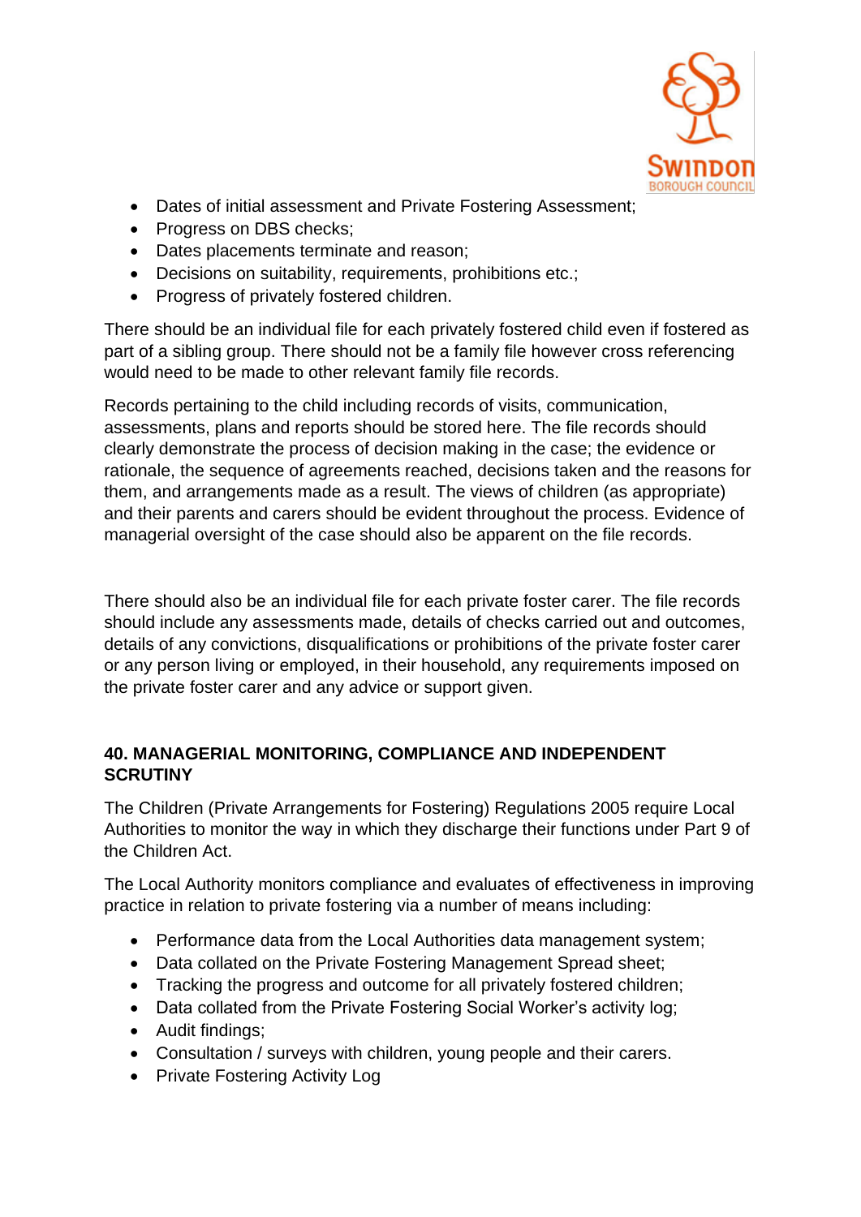- Dates of initial assessment and Private Fostering Assessment;
- Progress on DBS checks;
- Dates placements terminate and reason;
- Decisions on suitability, requirements, prohibitions etc.;
- Progress of privately fostered children.

There should be an individual file for each privately fostered child even if fostered as part of a sibling group. There should not be a family file however cross referencing would need to be made to other relevant family file records.

Records pertaining to the child including records of visits, communication, assessments, plans and reports should be stored here. The file records should clearly demonstrate the process of decision making in the case; the evidence or rationale, the sequence of agreements reached, decisions taken and the reasons for them, and arrangements made as a result. The views of children (as appropriate) and their parents and carers should be evident throughout the process. Evidence of managerial oversight of the case should also be apparent on the file records.

There should also be an individual file for each private foster carer. The file records should include any assessments made, details of checks carried out and outcomes, details of any convictions, disqualifications or prohibitions of the private foster carer or any person living or employed, in their household, any requirements imposed on the private foster carer and any advice or support given.

## 40. MANAGERIAL MONITORING, COMPLIANCE AND INDEPENDENT SCRUTINY

The Children (Private Arrangements for Fostering) Regulations 2005 require Local Authorities to monitor the way in which they discharge their functions under Part 9 of the Children Act.

The Local Authority monitors compliance and evaluates of effectiveness in improving practice in relation to private fostering via a number of means including:

- Performance data from the Local Authorities data management system;
- Data collated on the Private Fostering Management Spread sheet;
- Tracking the progress and outcome for all privately fostered children;
- Data collated from the Private Fostering Social Worker's activity log;
- Audit findings;
- Consultation / surveys with children, young people and their carers.
- Private Fostering Activity Log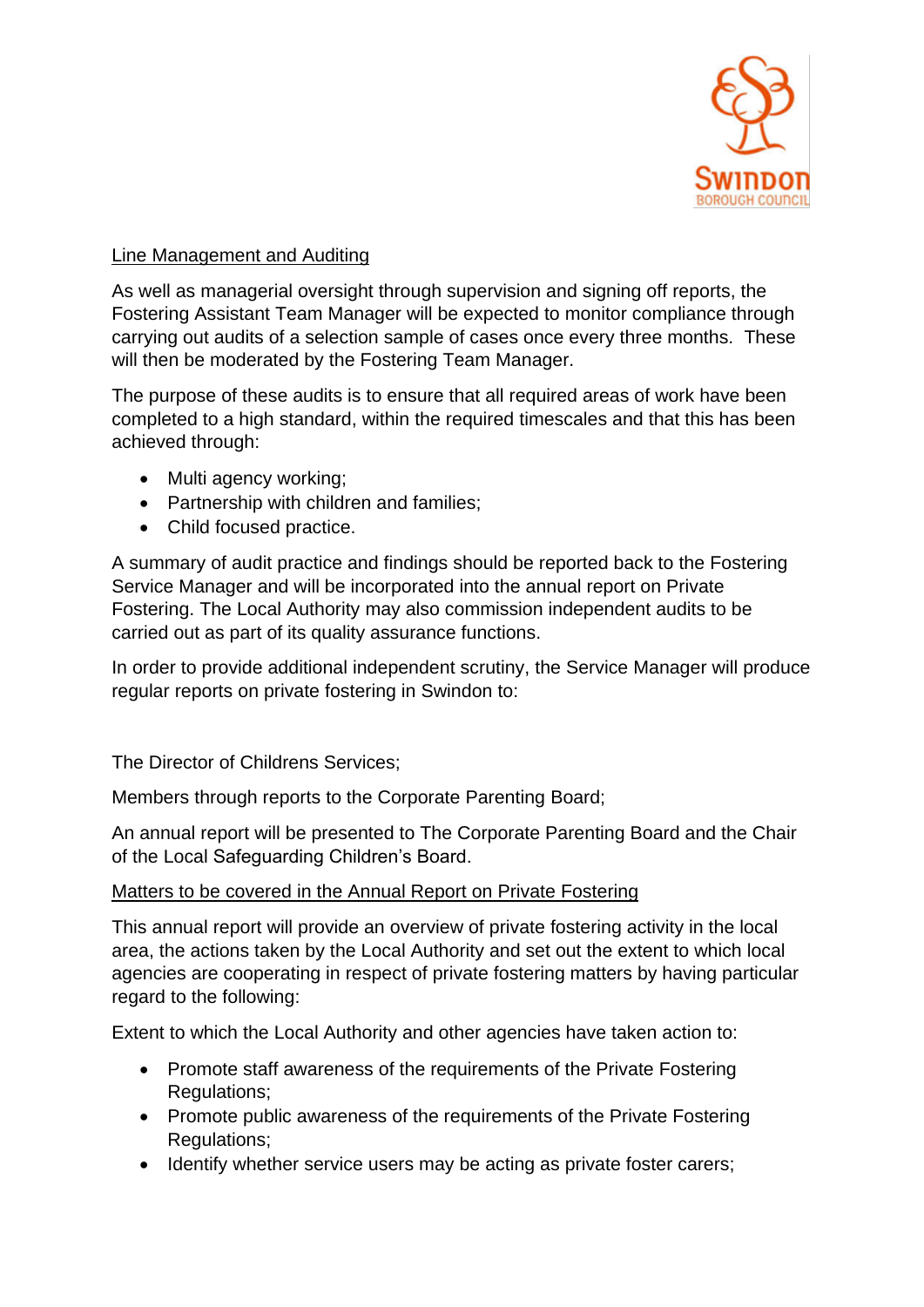<u>Line Management and Auditing</u>

As well as managerial oversight through supervision and signing off reports, the Fostering Assistant Team Manager will be expected to monitor compliance through carrying out audits of a selection sample of cases once every three months. These will then be moderated by the Fostering Team Manager.

The purpose of these audits is to ensure that all required areas of work have been completed to a high standard, within the required timescales and that this has been achieved through:

- Multi agency working;
- Partnership with children and families;
- Child focused practice.

A summary of audit practice and findings should be reported back to the Fostering Service Manager and will be incorporated into the annual report on Private Fostering. The Local Authority may also commission independent audits to be carried out as part of its quality assurance functions.

In order to provide additional independent scrutiny, the Service Manager will produce regular reports on private fostering in Swindon to:

The Director of Childrens Services;

Members through reports to the Corporate Parenting Board;

An annual report will be presented to The Corporate Parenting Board and the Chair of the Local Safeguarding Children's Board.

<u>Matters to be covered in the Annual Report on Private Fostering</u>

This annual report will provide an overview of private fostering activity in the local area, the actions taken by the Local Authority and set out the extent to which local agencies are cooperating in respect of private fostering matters by having particular regard to the following:

Extent to which the Local Authority and other agencies have taken action to:

- Promote staff awareness of the requirements of the Private Fostering Regulations;
- Promote public awareness of the requirements of the Private Fostering Regulations;
- Identify whether service users may be acting as private foster carers;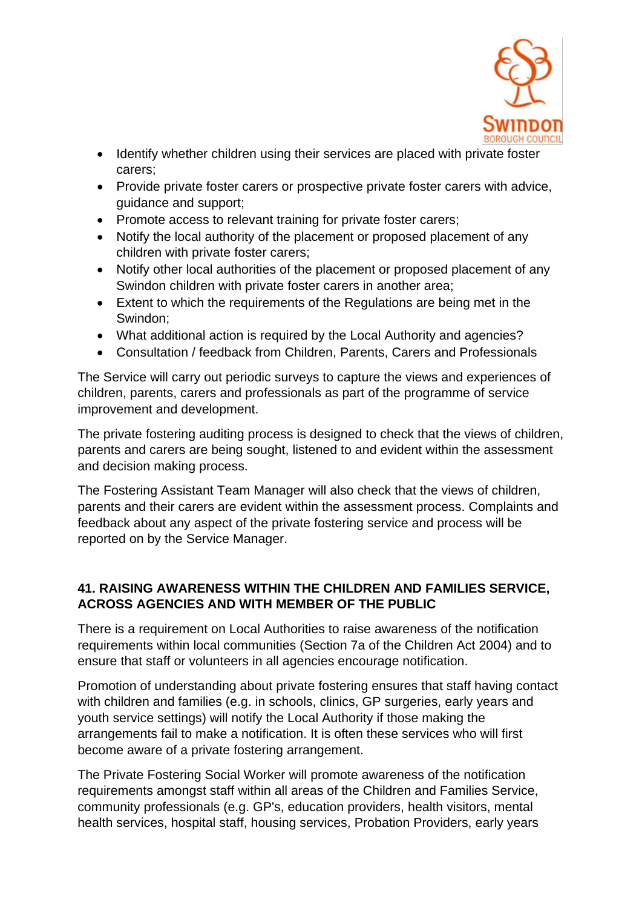- Identify whether children using their services are placed with private foster carers;
- Provide private foster carers or prospective private foster carers with advice, guidance and support;
- Promote access to relevant training for private foster carers;
- Notify the local authority of the placement or proposed placement of any children with private foster carers;
- Notify other local authorities of the placement or proposed placement of any Swindon children with private foster carers in another area;
- Extent to which the requirements of the Regulations are being met in the Swindon;
- What additional action is required by the Local Authority and agencies?
- Consultation / feedback from Children, Parents, Carers and Professionals

The Service will carry out periodic surveys to capture the views and experiences of children, parents, carers and professionals as part of the programme of service improvement and development.

The private fostering auditing process is designed to check that the views of children, parents and carers are being sought, listened to and evident within the assessment and decision making process.

The Fostering Assistant Team Manager will also check that the views of children, parents and their carers are evident within the assessment process. Complaints and feedback about any aspect of the private fostering service and process will be reported on by the Service Manager.

## 41. RAISING AWARENESS WITHIN THE CHILDREN AND FAMILIES SERVICE, ACROSS AGENCIES AND WITH MEMBER OF THE PUBLIC

There is a requirement on Local Authorities to raise awareness of the notification requirements within local communities (Section 7a of the Children Act 2004) and to ensure that staff or volunteers in all agencies encourage notification.

Promotion of understanding about private fostering ensures that staff having contact with children and families (e.g. in schools, clinics, GP surgeries, early years and youth service settings) will notify the Local Authority if those making the arrangements fail to make a notification. It is often these services who will first become aware of a private fostering arrangement.

The Private Fostering Social Worker will promote awareness of the notification requirements amongst staff within all areas of the Children and Families Service, community professionals (e.g. GP's, education providers, health visitors, mental health services, hospital staff, housing services, Probation Providers, early years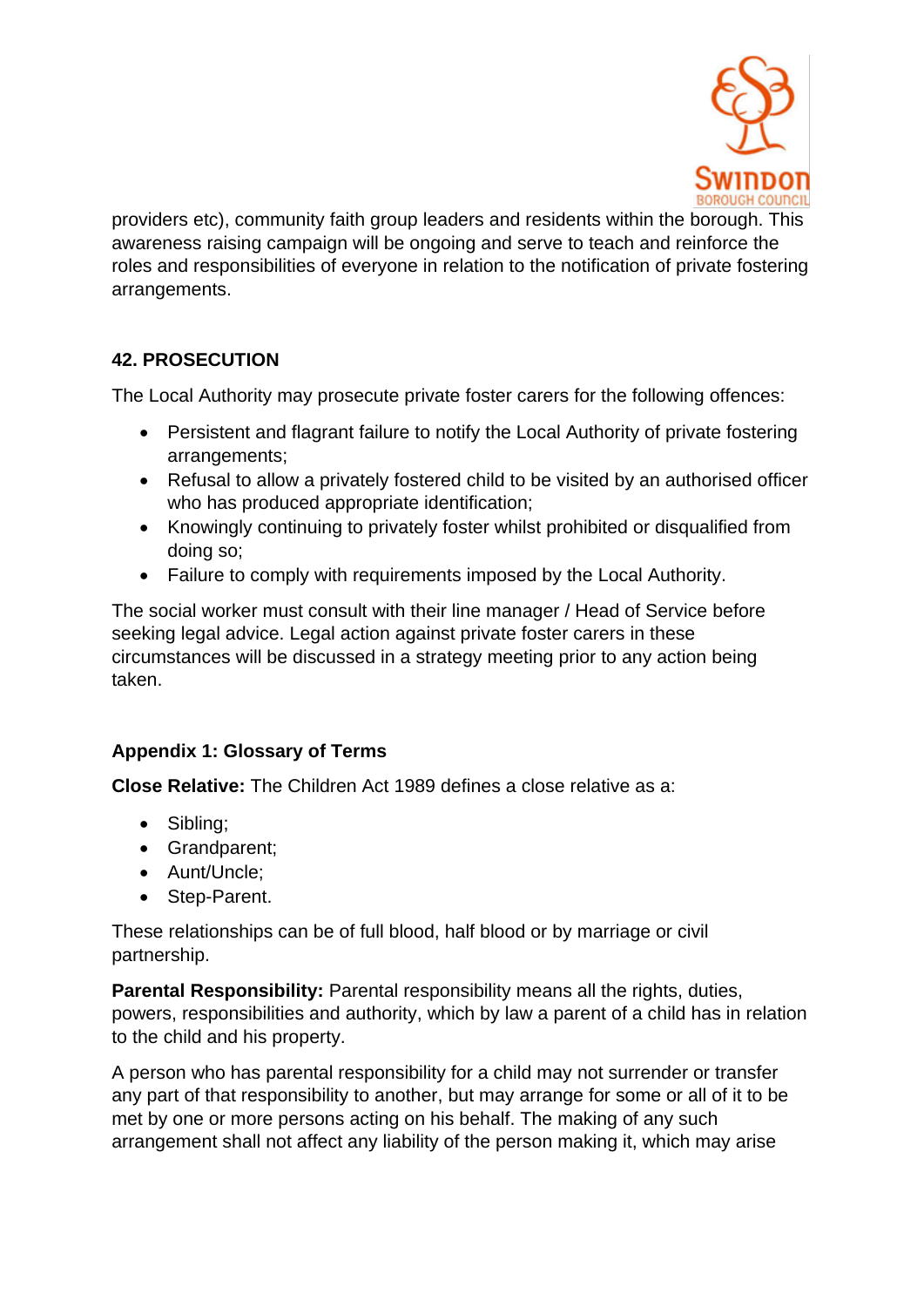providers etc), community faith group leaders and residents within the borough. This awareness raising campaign will be ongoing and serve to teach and reinforce the roles and responsibilities of everyone in relation to the notification of private fostering arrangements.

## 42. PROSECUTION

The Local Authority may prosecute private foster carers for the following offences:

- Persistent and flagrant failure to notify the Local Authority of private fostering arrangements;
- Refusal to allow a privately fostered child to be visited by an authorised officer who has produced appropriate identification;
- Knowingly continuing to privately foster whilst prohibited or disqualified from doing so;
- Failure to comply with requirements imposed by the Local Authority.

The social worker must consult with their line manager / Head of Service before seeking legal advice. Legal action against private foster carers in these circumstances will be discussed in a strategy meeting prior to any action being taken.

## Appendix 1: Glossary of Terms

**Close Relative:** The Children Act 1989 defines a close relative as a:

- Sibling;
- Grandparent;
- Aunt/Uncle;
- Step-Parent.

These relationships can be of full blood, half blood or by marriage or civil partnership.

**Parental Responsibility:** Parental responsibility means all the rights, duties, powers, responsibilities and authority, which by law a parent of a child has in relation to the child and his property.

A person who has parental responsibility for a child may not surrender or transfer any part of that responsibility to another, but may arrange for some or all of it to be met by one or more persons acting on his behalf. The making of any such arrangement shall not affect any liability of the person making it, which may arise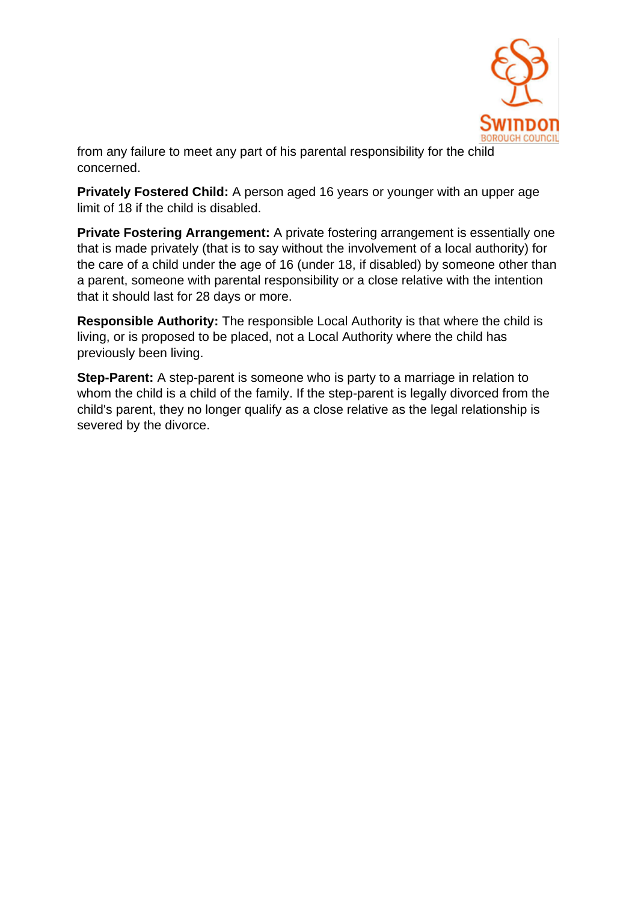from any failure to meet any part of his parental responsibility for the child concerned.

**Privately Fostered Child:** A person aged 16 years or younger with an upper age limit of 18 if the child is disabled.

**Private Fostering Arrangement:** A private fostering arrangement is essentially one that is made privately (that is to say without the involvement of a local authority) for the care of a child under the age of 16 (under 18, if disabled) by someone other than a parent, someone with parental responsibility or a close relative with the intention that it should last for 28 days or more.

**Responsible Authority:** The responsible Local Authority is that where the child is living, or is proposed to be placed, not a Local Authority where the child has previously been living.

**Step-Parent:** A step-parent is someone who is party to a marriage in relation to whom the child is a child of the family. If the step-parent is legally divorced from the child's parent, they no longer qualify as a close relative as the legal relationship is severed by the divorce.